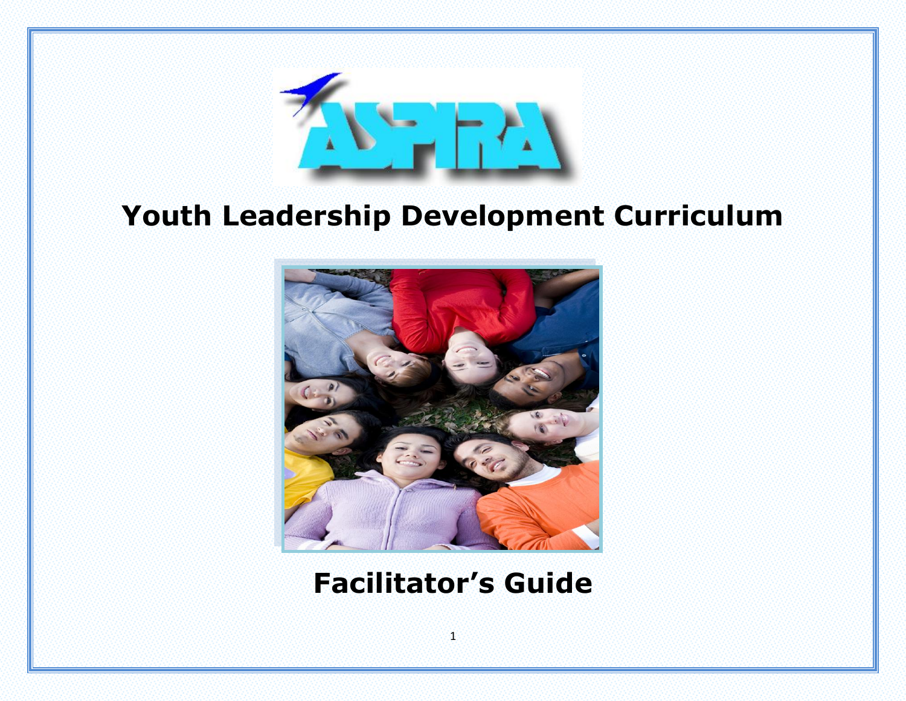ASPIRA

# Youth Leadership Development Curriculum

# Facilitator's Guide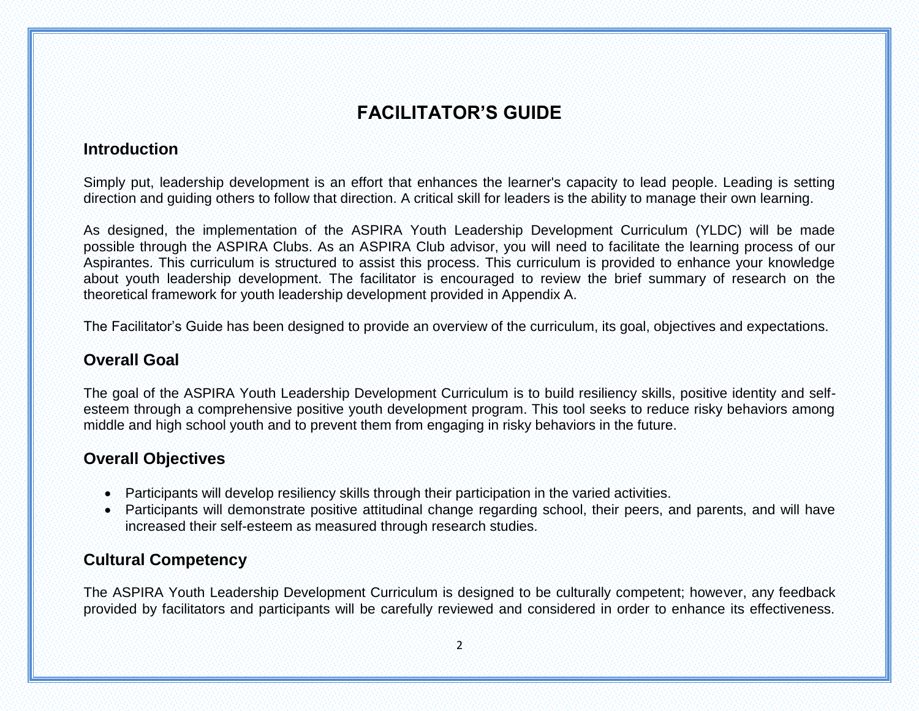# FACILITATOR'S GUIDE

## Introduction

Simply put, leadership development is an effort that enhances the learner's capacity to lead people. Leading is setting direction and guiding others to follow that direction. A critical skill for leaders is the ability to manage their own learning.

As designed, the implementation of the ASPIRA Youth Leadership Development Curriculum (YLDC) will be made possible through the ASPIRA Clubs. As an ASPIRA Club advisor, you will need to facilitate the learning process of our Aspirantes. This curriculum is structured to assist this process. This curriculum is provided to enhance your knowledge about youth leadership development. The facilitator is encouraged to review the brief summary of research on the theoretical framework for youth leadership development provided in Appendix A.

The Facilitator's Guide has been designed to provide an overview of the curriculum, its goal, objectives and expectations.

## Overall Goal

The goal of the ASPIRA Youth Leadership Development Curriculum is to build resiliency skills, positive identity and self-esteem through a comprehensive positive youth development program. This tool seeks to reduce risky behaviors among middle and high school youth and to prevent them from engaging in risky behaviors in the future.

## Overall Objectives

- Participants will develop resiliency skills through their participation in the varied activities.
- Participants will demonstrate positive attitudinal change regarding school, their peers, and parents, and will have increased their self-esteem as measured through research studies.

## Cultural Competency

The ASPIRA Youth Leadership Development Curriculum is designed to be culturally competent; however, any feedback provided by facilitators and participants will be carefully reviewed and considered in order to enhance its effectiveness.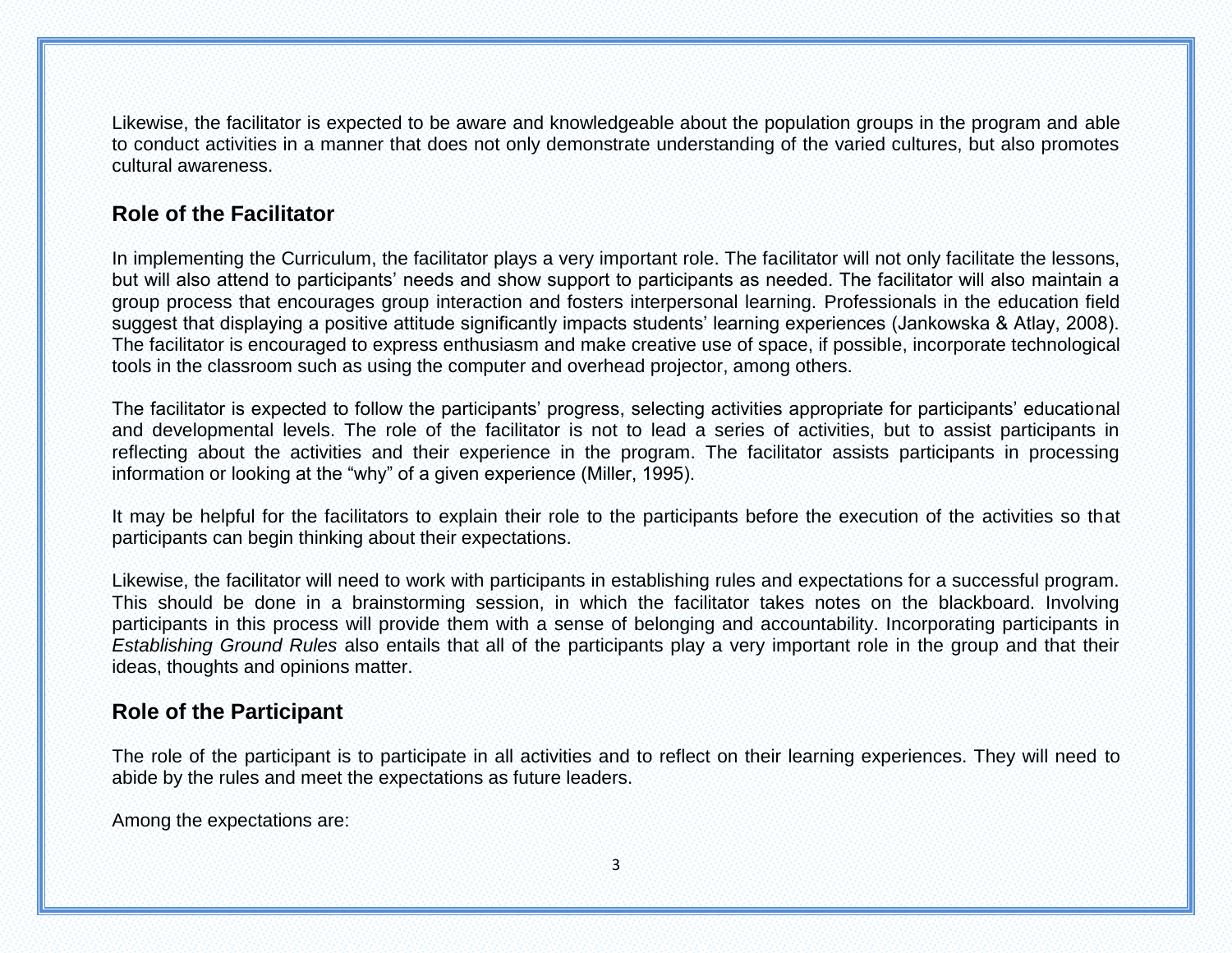Likewise, the facilitator is expected to be aware and knowledgeable about the population groups in the program and able to conduct activities in a manner that does not only demonstrate understanding of the varied cultures, but also promotes cultural awareness.

## Role of the Facilitator

In implementing the Curriculum, the facilitator plays a very important role. The facilitator will not only facilitate the lessons, but will also attend to participants' needs and show support to participants as needed. The facilitator will also maintain a group process that encourages group interaction and fosters interpersonal learning. Professionals in the education field suggest that displaying a positive attitude significantly impacts students' learning experiences (Jankowska & Atlay, 2008). The facilitator is encouraged to express enthusiasm and make creative use of space, if possible, incorporate technological tools in the classroom such as using the computer and overhead projector, among others.

The facilitator is expected to follow the participants' progress, selecting activities appropriate for participants' educational and developmental levels. The role of the facilitator is not to lead a series of activities, but to assist participants in reflecting about the activities and their experience in the program. The facilitator assists participants in processing information or looking at the "why" of a given experience (Miller, 1995).

It may be helpful for the facilitators to explain their role to the participants before the execution of the activities so that participants can begin thinking about their expectations.

Likewise, the facilitator will need to work with participants in establishing rules and expectations for a successful program. This should be done in a brainstorming session, in which the facilitator takes notes on the blackboard. Involving participants in this process will provide them with a sense of belonging and accountability. Incorporating participants in *Establishing Ground Rules* also entails that all of the participants play a very important role in the group and that their ideas, thoughts and opinions matter.

## Role of the Participant

The role of the participant is to participate in all activities and to reflect on their learning experiences. They will need to abide by the rules and meet the expectations as future leaders.

Among the expectations are: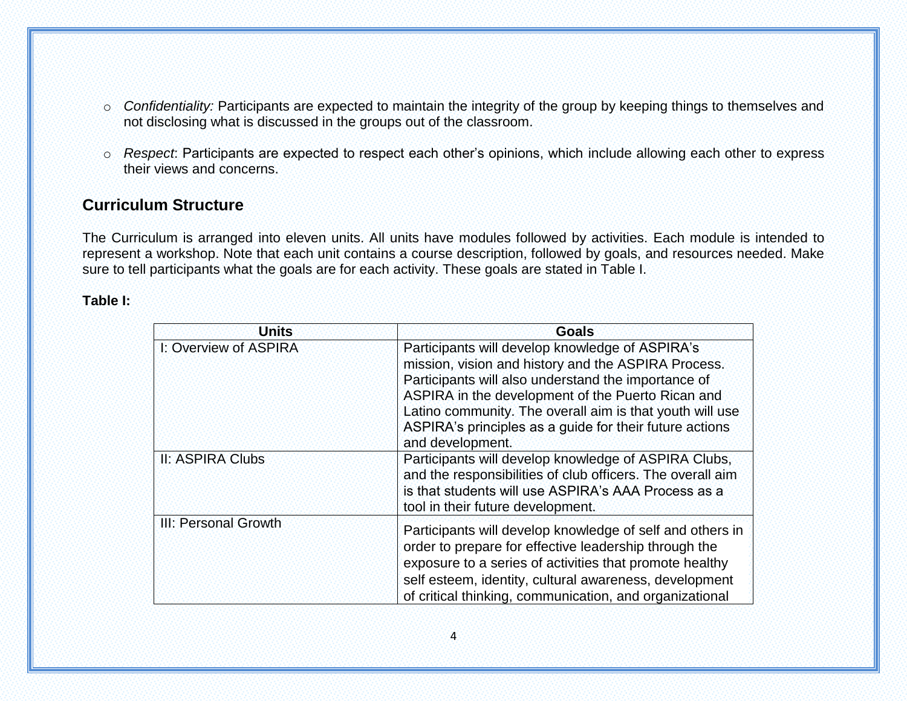- *Confidentiality:* Participants are expected to maintain the integrity of the group by keeping things to themselves and not disclosing what is discussed in the groups out of the classroom.

- *Respect*: Participants are expected to respect each other's opinions, which include allowing each other to express their views and concerns.

## Curriculum Structure

The Curriculum is arranged into eleven units. All units have modules followed by activities. Each module is intended to represent a workshop. Note that each unit contains a course description, followed by goals, and resources needed. Make sure to tell participants what the goals are for each activity. These goals are stated in Table I.

**Table I:**

| Units | Goals |
|---|---|
| I: Overview of ASPIRA | Participants will develop knowledge of ASPIRA's mission, vision and history and the ASPIRA Process. Participants will also understand the importance of ASPIRA in the development of the Puerto Rican and Latino community. The overall aim is that youth will use ASPIRA's principles as a guide for their future actions and development. |
| II: ASPIRA Clubs | Participants will develop knowledge of ASPIRA Clubs, and the responsibilities of club officers. The overall aim is that students will use ASPIRA's AAA Process as a tool in their future development. |
| III: Personal Growth | Participants will develop knowledge of self and others in order to prepare for effective leadership through the exposure to a series of activities that promote healthy self esteem, identity, cultural awareness, development of critical thinking, communication, and organizational |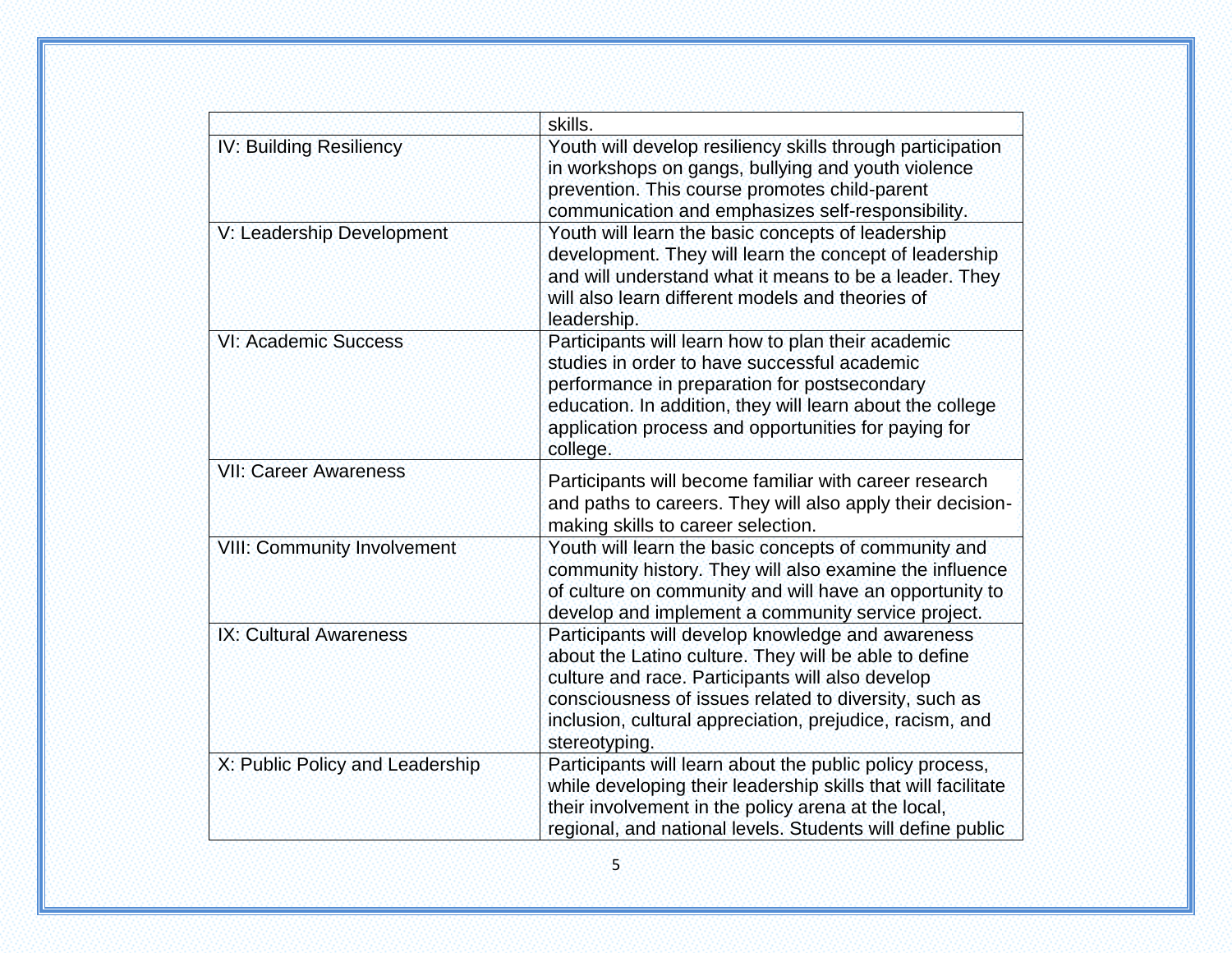| | |
|---|---|
| | skills. |
| IV: Building Resiliency | Youth will develop resiliency skills through participation in workshops on gangs, bullying and youth violence prevention. This course promotes child-parent communication and emphasizes self-responsibility. |
| V: Leadership Development | Youth will learn the basic concepts of leadership development. They will learn the concept of leadership and will understand what it means to be a leader. They will also learn different models and theories of leadership. |
| VI: Academic Success | Participants will learn how to plan their academic studies in order to have successful academic performance in preparation for postsecondary education. In addition, they will learn about the college application process and opportunities for paying for college. |
| VII: Career Awareness | Participants will become familiar with career research and paths to careers. They will also apply their decision-making skills to career selection. |
| VIII: Community Involvement | Youth will learn the basic concepts of community and community history. They will also examine the influence of culture on community and will have an opportunity to develop and implement a community service project. |
| IX: Cultural Awareness | Participants will develop knowledge and awareness about the Latino culture. They will be able to define culture and race. Participants will also develop consciousness of issues related to diversity, such as inclusion, cultural appreciation, prejudice, racism, and stereotyping. |
| X: Public Policy and Leadership | Participants will learn about the public policy process, while developing their leadership skills that will facilitate their involvement in the policy arena at the local, regional, and national levels. Students will define public |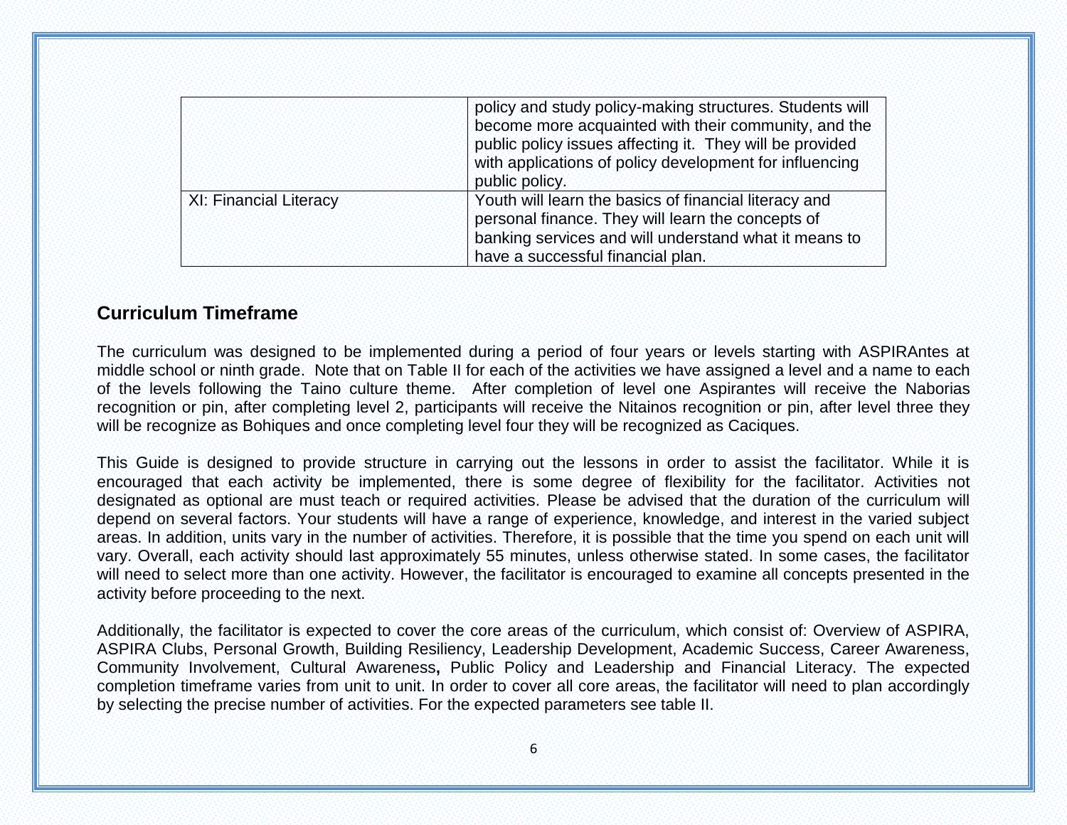| | |
|---|---|
| | policy and study policy-making structures. Students will become more acquainted with their community, and the public policy issues affecting it. They will be provided with applications of policy development for influencing public policy. |
| XI: Financial Literacy | Youth will learn the basics of financial literacy and personal finance. They will learn the concepts of banking services and will understand what it means to have a successful financial plan. |

## Curriculum Timeframe

The curriculum was designed to be implemented during a period of four years or levels starting with ASPIRAntes at middle school or ninth grade. Note that on Table II for each of the activities we have assigned a level and a name to each of the levels following the Taino culture theme. After completion of level one Aspirantes will receive the Naborias recognition or pin, after completing level 2, participants will receive the Nitainos recognition or pin, after level three they will be recognize as Bohiques and once completing level four they will be recognized as Caciques.

This Guide is designed to provide structure in carrying out the lessons in order to assist the facilitator. While it is encouraged that each activity be implemented, there is some degree of flexibility for the facilitator. Activities not designated as optional are must teach or required activities. Please be advised that the duration of the curriculum will depend on several factors. Your students will have a range of experience, knowledge, and interest in the varied subject areas. In addition, units vary in the number of activities. Therefore, it is possible that the time you spend on each unit will vary. Overall, each activity should last approximately 55 minutes, unless otherwise stated. In some cases, the facilitator will need to select more than one activity. However, the facilitator is encouraged to examine all concepts presented in the activity before proceeding to the next.

Additionally, the facilitator is expected to cover the core areas of the curriculum, which consist of: Overview of ASPIRA, ASPIRA Clubs, Personal Growth, Building Resiliency, Leadership Development, Academic Success, Career Awareness, Community Involvement, Cultural Awareness**,** Public Policy and Leadership and Financial Literacy. The expected completion timeframe varies from unit to unit. In order to cover all core areas, the facilitator will need to plan accordingly by selecting the precise number of activities. For the expected parameters see table II.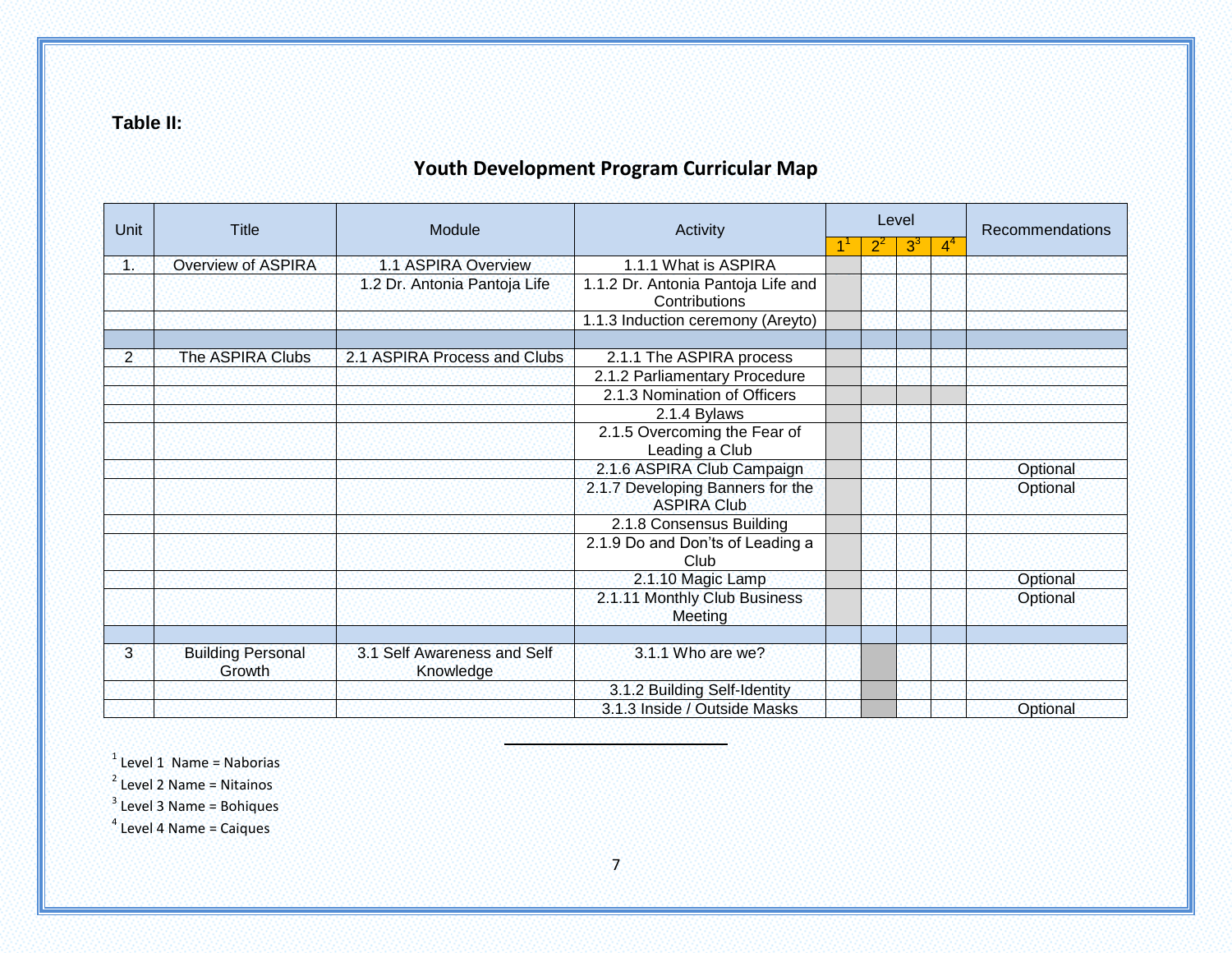**Table II:**

## Youth Development Program Curricular Map

| Unit | Title | Module | Activity | Level | | | | Recommendations |
|---|---|---|---|---|---|---|---|---|
| | | | | 1[1] | 2[2] | 3[3] | 4[4] | |
| 1. | Overview of ASPIRA | 1.1 ASPIRA Overview | 1.1.1 What is ASPIRA | | | | | |
| | | 1.2 Dr. Antonia Pantoja Life | 1.1.2 Dr. Antonia Pantoja Life and Contributions | | | | | |
| | | | 1.1.3 Induction ceremony (Areyto) | | | | | |
| | | | | | | | | |
| 2 | The ASPIRA Clubs | 2.1 ASPIRA Process and Clubs | 2.1.1 The ASPIRA process | | | | | |
| | | | 2.1.2 Parliamentary Procedure | | | | | |
| | | | 2.1.3 Nomination of Officers | | | | | |
| | | | 2.1.4 Bylaws | | | | | |
| | | | 2.1.5 Overcoming the Fear of Leading a Club | | | | | |
| | | | 2.1.6 ASPIRA Club Campaign | | | | | Optional |
| | | | 2.1.7 Developing Banners for the ASPIRA Club | | | | | Optional |
| | | | 2.1.8 Consensus Building | | | | | |
| | | | 2.1.9 Do and Don'ts of Leading a Club | | | | | |
| | | | 2.1.10 Magic Lamp | | | | | Optional |
| | | | 2.1.11 Monthly Club Business Meeting | | | | | Optional |
| | | | | | | | | |
| 3 | Building Personal Growth | 3.1 Self Awareness and Self Knowledge | 3.1.1 Who are we? | | | | | |
| | | | 3.1.2 Building Self-Identity | | | | | |
| | | | 3.1.3 Inside / Outside Masks | | | | | Optional |

[1] Level 1 Name = Naborias

[2] Level 2 Name = Nitainos

[3] Level 3 Name = Bohiques

[4] Level 4 Name = Caiques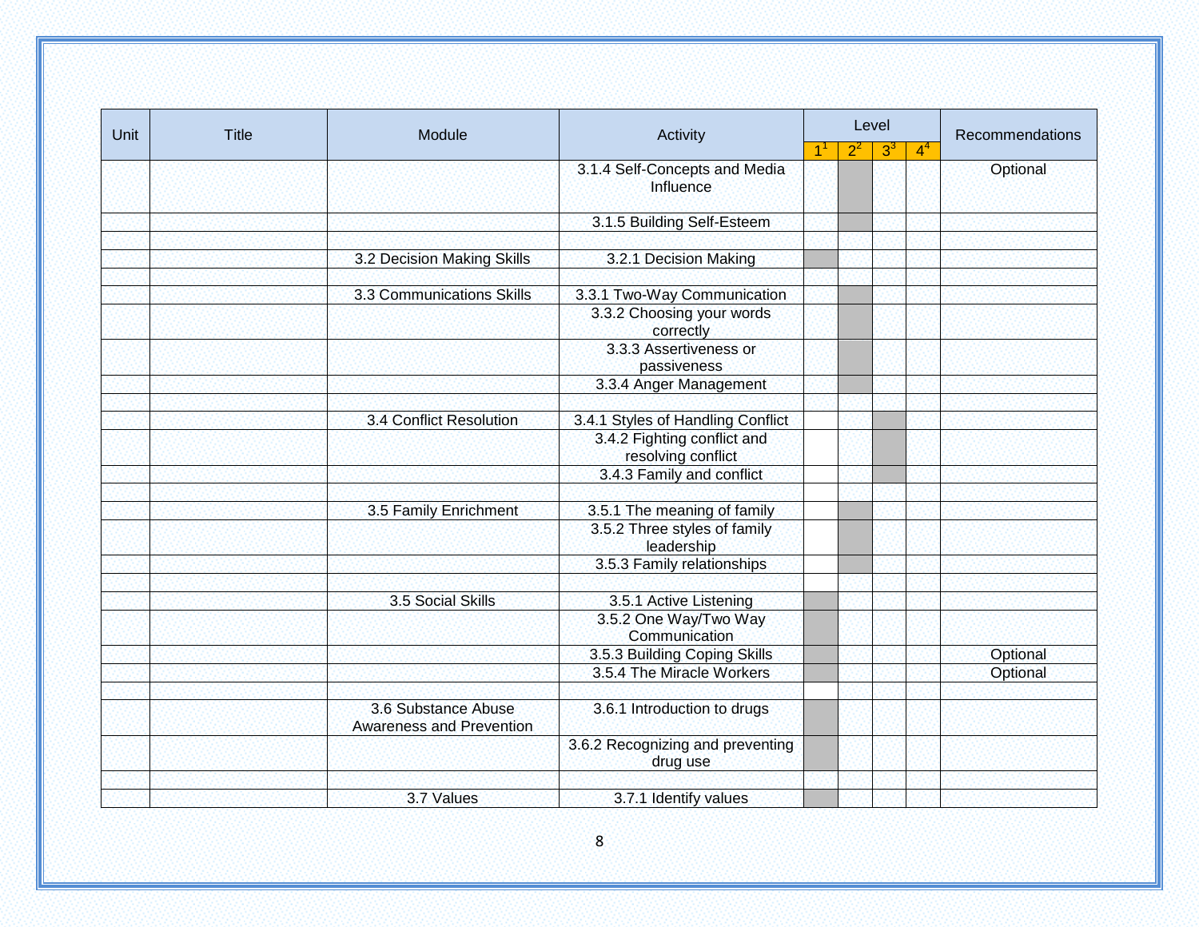| Unit | Title | Module | Activity | Level | | | | Recommendations |
|---|---|---|---|---|---|---|---|---|
| | | | | 1[1] | 2[2] | 3[3] | 4[4] | |
| | | | 3.1.4 Self-Concepts and Media Influence | | ■ | | | Optional |
| | | | 3.1.5 Building Self-Esteem | | ■ | | | |
| | | | | | | | | |
| | | 3.2 Decision Making Skills | 3.2.1 Decision Making | ■ | | | | |
| | | | | | | | | |
| | | 3.3 Communications Skills | 3.3.1 Two-Way Communication | | ■ | | | |
| | | | 3.3.2 Choosing your words correctly | | ■ | | | |
| | | | 3.3.3 Assertiveness or passiveness | | ■ | | | |
| | | | 3.3.4 Anger Management | | ■ | | | |
| | | | | | | | | |
| | | 3.4 Conflict Resolution | 3.4.1 Styles of Handling Conflict | | | ■ | | |
| | | | 3.4.2 Fighting conflict and resolving conflict | | | ■ | | |
| | | | 3.4.3 Family and conflict | | | ■ | | |
| | | | | | | | | |
| | | 3.5 Family Enrichment | 3.5.1 The meaning of family | | ■ | | | |
| | | | 3.5.2 Three styles of family leadership | | ■ | | | |
| | | | 3.5.3 Family relationships | | ■ | | | |
| | | | | | | | | |
| | | 3.5 Social Skills | 3.5.1 Active Listening | ■ | | | | |
| | | | 3.5.2 One Way/Two Way Communication | ■ | | | | |
| | | | 3.5.3 Building Coping Skills | ■ | | | | Optional |
| | | | 3.5.4 The Miracle Workers | ■ | | | | Optional |
| | | | | | | | | |
| | | 3.6 Substance Abuse Awareness and Prevention | 3.6.1 Introduction to drugs | ■ | | | | |
| | | | 3.6.2 Recognizing and preventing drug use | ■ | | | | |
| | | | | | | | | |
| | | 3.7 Values | 3.7.1 Identify values | ■ | | | | |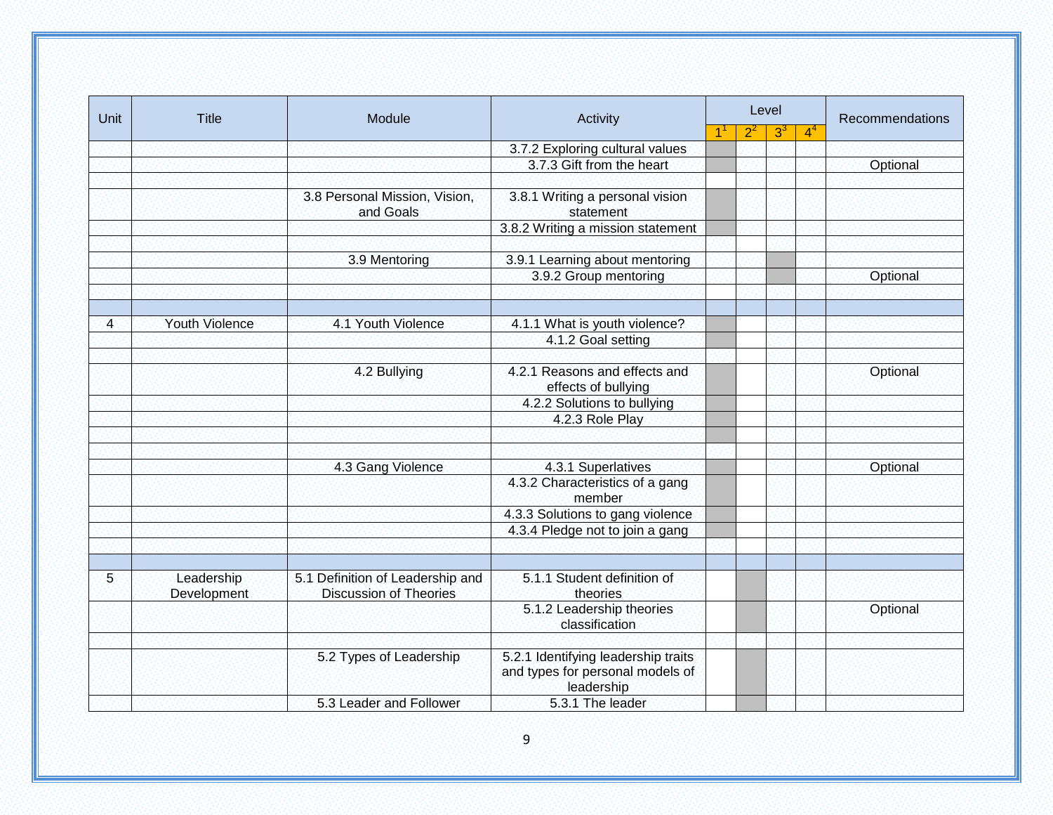| Unit | Title | Module | Activity | Level | | | | Recommendations |
|---|---|---|---|---|---|---|---|---|
| | | | | 1[1] | 2[2] | 3[3] | 4[4] | |
| | | | 3.7.2 Exploring cultural values | | | | | |
| | | | 3.7.3 Gift from the heart | | | | | Optional |
| | | | | | | | | |
| | | 3.8 Personal Mission, Vision, and Goals | 3.8.1 Writing a personal vision statement | | | | | |
| | | | 3.8.2 Writing a mission statement | | | | | |
| | | | | | | | | |
| | | 3.9 Mentoring | 3.9.1 Learning about mentoring | | | | | |
| | | | 3.9.2 Group mentoring | | | | | Optional |
| | | | | | | | | |
| | | | | | | | | |
| 4 | Youth Violence | 4.1 Youth Violence | 4.1.1 What is youth violence? | | | | | |
| | | | 4.1.2 Goal setting | | | | | |
| | | | | | | | | |
| | | 4.2 Bullying | 4.2.1 Reasons and effects and effects of bullying | | | | | Optional |
| | | | 4.2.2 Solutions to bullying | | | | | |
| | | | 4.2.3 Role Play | | | | | |
| | | | | | | | | |
| | | | | | | | | |
| | | 4.3 Gang Violence | 4.3.1 Superlatives | | | | | Optional |
| | | | 4.3.2 Characteristics of a gang member | | | | | |
| | | | 4.3.3 Solutions to gang violence | | | | | |
| | | | 4.3.4 Pledge not to join a gang | | | | | |
| | | | | | | | | |
| | | | | | | | | |
| 5 | Leadership Development | 5.1 Definition of Leadership and Discussion of Theories | 5.1.1 Student definition of theories | | | | | |
| | | | 5.1.2 Leadership theories classification | | | | | Optional |
| | | | | | | | | |
| | | 5.2 Types of Leadership | 5.2.1 Identifying leadership traits and types for personal models of leadership | | | | | |
| | | 5.3 Leader and Follower | 5.3.1 The leader | | | | | |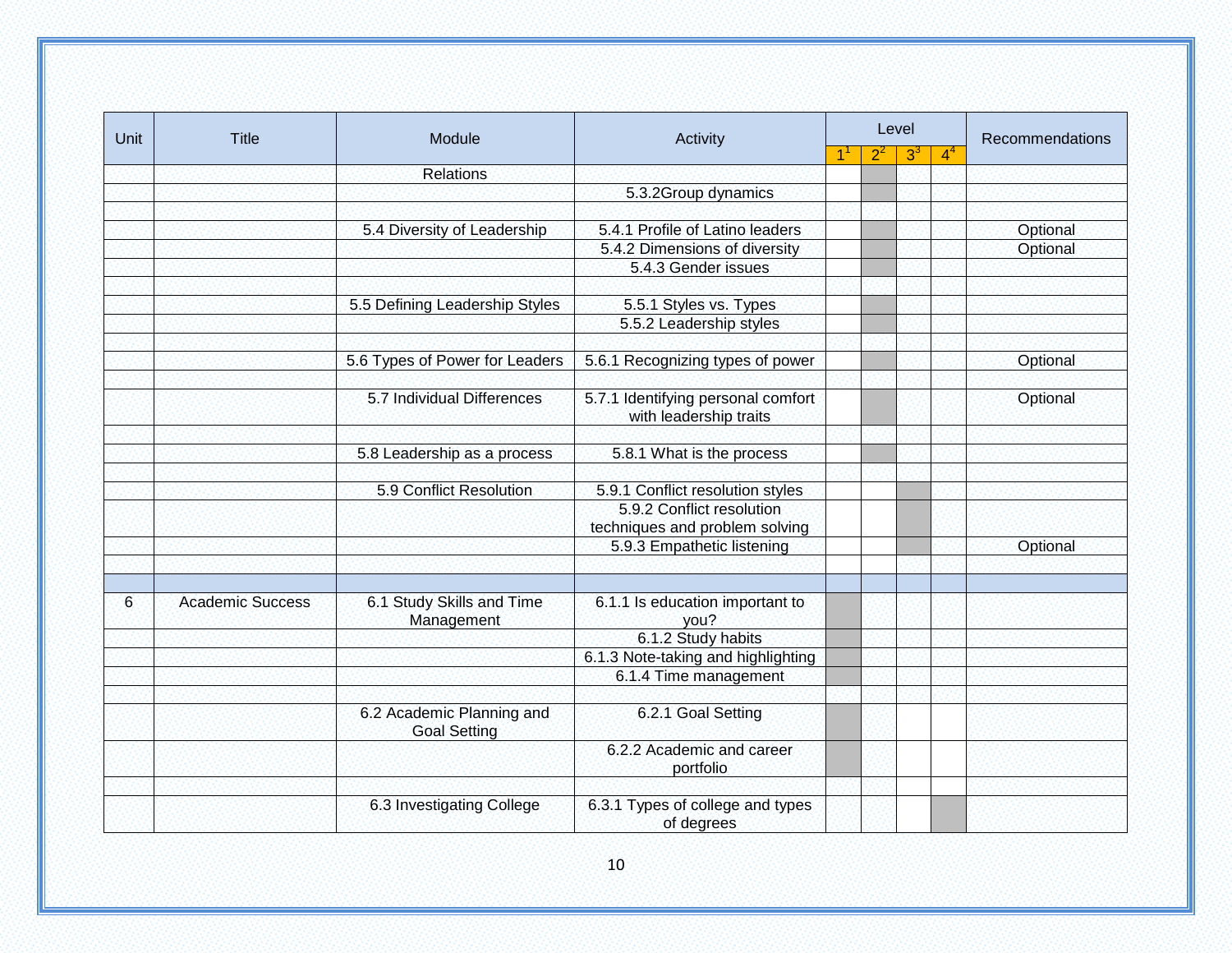| Unit | Title | Module | Activity | Level | | | | Recommendations |
|---|---|---|---|---|---|---|---|---|
| | | | | 1[1] | 2[2] | 3[3] | 4[4] | |
| | | Relations | | | | | | |
| | | | 5.3.2Group dynamics | | | | | |
| | | | | | | | | |
| | | 5.4 Diversity of Leadership | 5.4.1 Profile of Latino leaders | | | | | Optional |
| | | | 5.4.2 Dimensions of diversity | | | | | Optional |
| | | | 5.4.3 Gender issues | | | | | |
| | | | | | | | | |
| | | 5.5 Defining Leadership Styles | 5.5.1 Styles vs. Types | | | | | |
| | | | 5.5.2 Leadership styles | | | | | |
| | | | | | | | | |
| | | 5.6 Types of Power for Leaders | 5.6.1 Recognizing types of power | | | | | Optional |
| | | | | | | | | |
| | | 5.7 Individual Differences | 5.7.1 Identifying personal comfort with leadership traits | | | | | Optional |
| | | | | | | | | |
| | | 5.8 Leadership as a process | 5.8.1 What is the process | | | | | |
| | | | | | | | | |
| | | 5.9 Conflict Resolution | 5.9.1 Conflict resolution styles | | | | | |
| | | | 5.9.2 Conflict resolution techniques and problem solving | | | | | |
| | | | 5.9.3 Empathetic listening | | | | | Optional |
| | | | | | | | | |
| | | | | | | | | |
| 6 | Academic Success | 6.1 Study Skills and Time Management | 6.1.1 Is education important to you? | | | | | |
| | | | 6.1.2 Study habits | | | | | |
| | | | 6.1.3 Note-taking and highlighting | | | | | |
| | | | 6.1.4 Time management | | | | | |
| | | | | | | | | |
| | | 6.2 Academic Planning and Goal Setting | 6.2.1 Goal Setting | | | | | |
| | | | 6.2.2 Academic and career portfolio | | | | | |
| | | | | | | | | |
| | | 6.3 Investigating College | 6.3.1 Types of college and types of degrees | | | | | |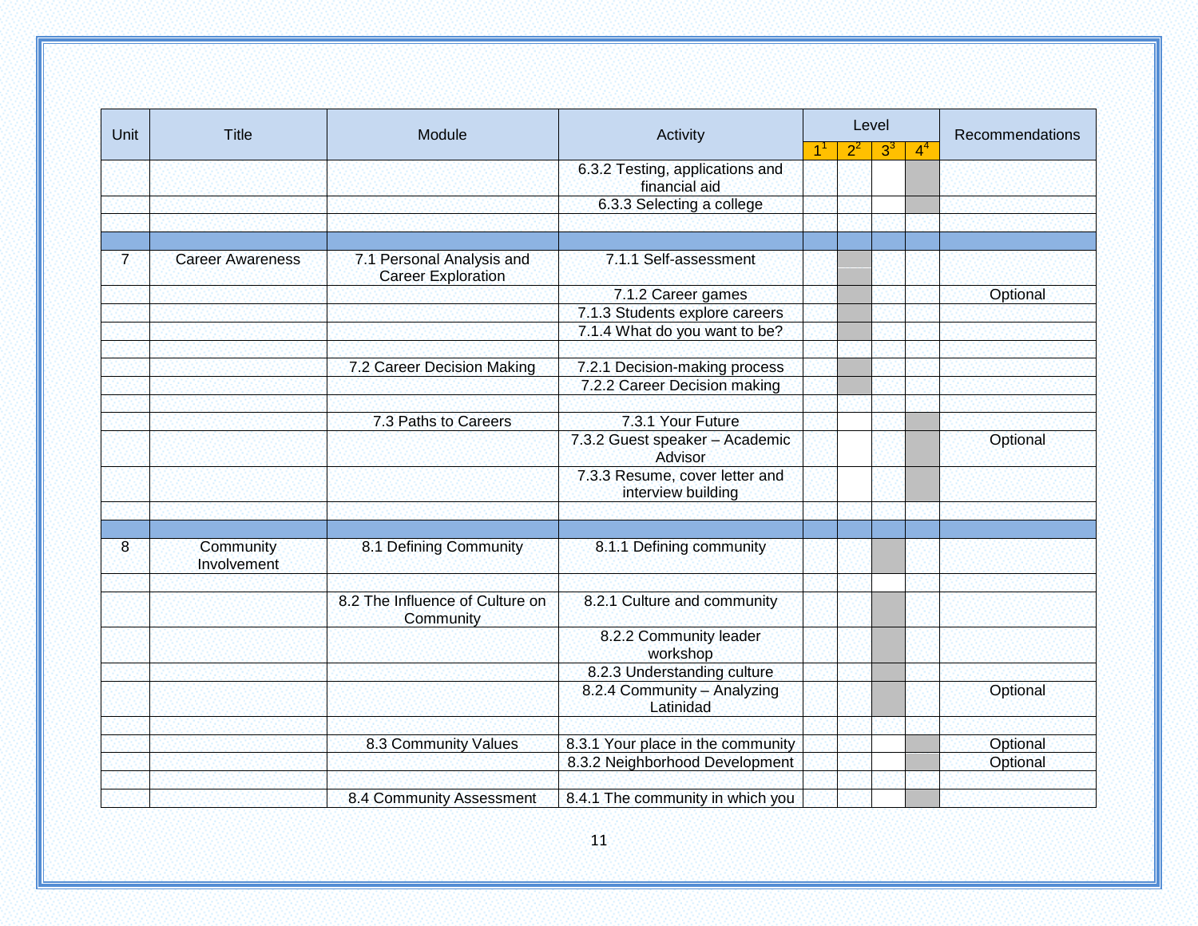| Unit | Title | Module | Activity | Level | | | | Recommendations |
|---|---|---|---|---|---|---|---|---|
| | | | | 1[1] | 2[2] | 3[3] | 4[4] | |
| | | | 6.3.2 Testing, applications and financial aid | | | | | |
| | | | 6.3.3 Selecting a college | | | | | |
| | | | | | | | | |
| | | | | | | | | |
| 7 | Career Awareness | 7.1 Personal Analysis and Career Exploration | 7.1.1 Self-assessment | | | | | |
| | | | 7.1.2 Career games | | | | | Optional |
| | | | 7.1.3 Students explore careers | | | | | |
| | | | 7.1.4 What do you want to be? | | | | | |
| | | | | | | | | |
| | | 7.2 Career Decision Making | 7.2.1 Decision-making process | | | | | |
| | | | 7.2.2 Career Decision making | | | | | |
| | | | | | | | | |
| | | 7.3 Paths to Careers | 7.3.1 Your Future | | | | | |
| | | | 7.3.2 Guest speaker – Academic Advisor | | | | | Optional |
| | | | 7.3.3 Resume, cover letter and interview building | | | | | |
| | | | | | | | | |
| | | | | | | | | |
| 8 | Community Involvement | 8.1 Defining Community | 8.1.1 Defining community | | | | | |
| | | | | | | | | |
| | | 8.2 The Influence of Culture on Community | 8.2.1 Culture and community | | | | | |
| | | | 8.2.2 Community leader workshop | | | | | |
| | | | 8.2.3 Understanding culture | | | | | |
| | | | 8.2.4 Community – Analyzing Latinidad | | | | | Optional |
| | | | | | | | | |
| | | 8.3 Community Values | 8.3.1 Your place in the community | | | | | Optional |
| | | | 8.3.2 Neighborhood Development | | | | | Optional |
| | | | | | | | | |
| | | 8.4 Community Assessment | 8.4.1 The community in which you | | | | | |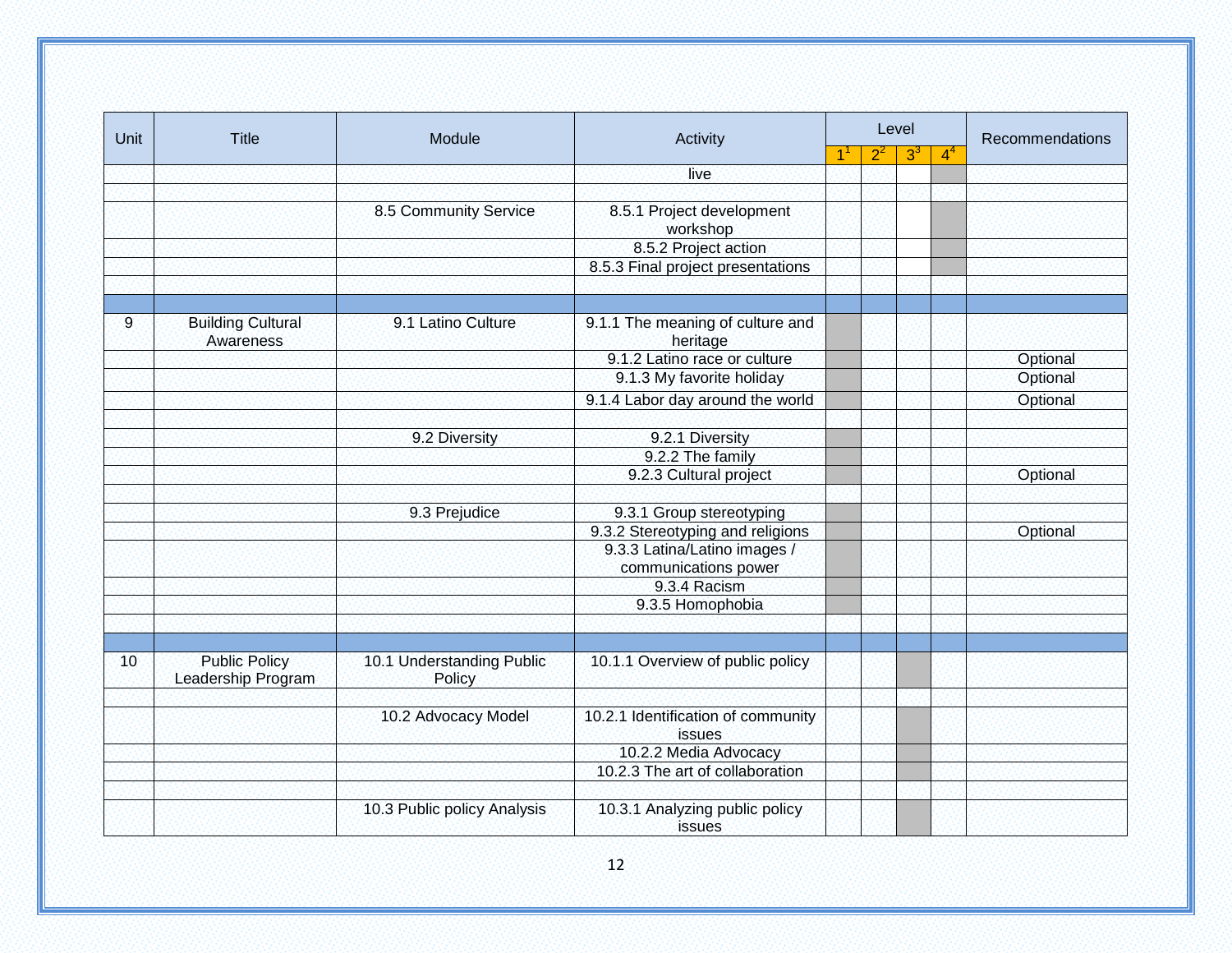| Unit | Title | Module | Activity | Level | | | | Recommendations |
|---|---|---|---|---|---|---|---|---|
| | | | | 1[1] | 2[2] | 3[3] | 4[4] | |
| | | | live | | | | | |
| | | | | | | | | |
| | | 8.5 Community Service | 8.5.1 Project development workshop | | | | | |
| | | | 8.5.2 Project action | | | | | |
| | | | 8.5.3 Final project presentations | | | | | |
| | | | | | | | | |
| | | | | | | | | |
| 9 | Building Cultural Awareness | 9.1 Latino Culture | 9.1.1 The meaning of culture and heritage | | | | | |
| | | | 9.1.2 Latino race or culture | | | | | Optional |
| | | | 9.1.3 My favorite holiday | | | | | Optional |
| | | | 9.1.4 Labor day around the world | | | | | Optional |
| | | | | | | | | |
| | | 9.2 Diversity | 9.2.1 Diversity | | | | | |
| | | | 9.2.2 The family | | | | | |
| | | | 9.2.3 Cultural project | | | | | Optional |
| | | | | | | | | |
| | | 9.3 Prejudice | 9.3.1 Group stereotyping | | | | | |
| | | | 9.3.2 Stereotyping and religions | | | | | Optional |
| | | | 9.3.3 Latina/Latino images / communications power | | | | | |
| | | | 9.3.4 Racism | | | | | |
| | | | 9.3.5 Homophobia | | | | | |
| | | | | | | | | |
| | | | | | | | | |
| 10 | Public Policy Leadership Program | 10.1 Understanding Public Policy | 10.1.1 Overview of public policy | | | | | |
| | | | | | | | | |
| | | 10.2 Advocacy Model | 10.2.1 Identification of community issues | | | | | |
| | | | 10.2.2 Media Advocacy | | | | | |
| | | | 10.2.3 The art of collaboration | | | | | |
| | | | | | | | | |
| | | 10.3 Public policy Analysis | 10.3.1 Analyzing public policy issues | | | | | |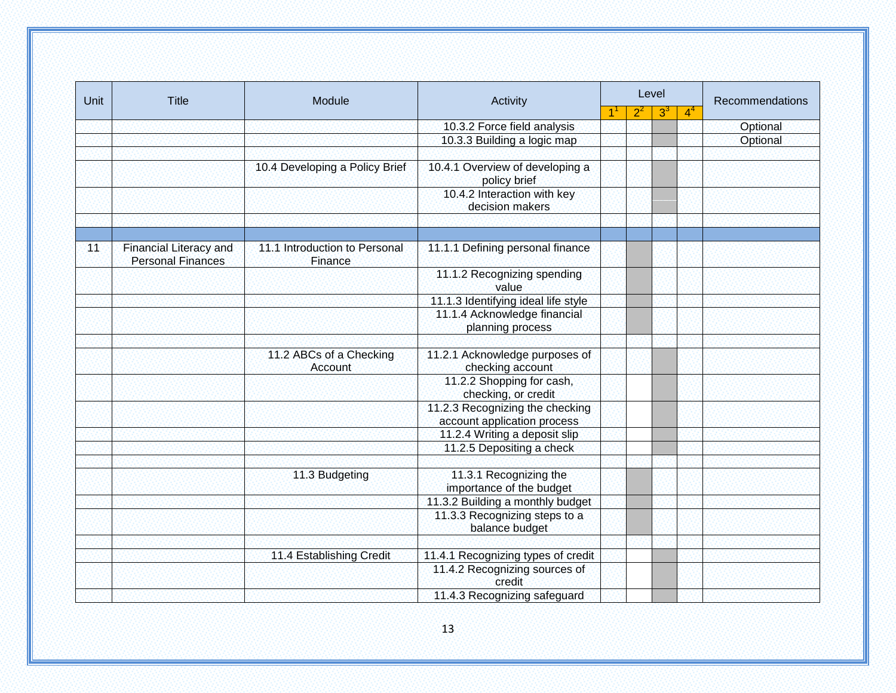| Unit | Title | Module | Activity | Level | | | | Recommendations |
|---|---|---|---|---|---|---|---|---|
| | | | | 1[1] | 2[2] | 3[3] | 4[4] | |
| | | | 10.3.2 Force field analysis | | | ■ | | Optional |
| | | | 10.3.3 Building a logic map | | | ■ | | Optional |
| | | 10.4 Developing a Policy Brief | 10.4.1 Overview of developing a policy brief | | | ■ | | |
| | | | 10.4.2 Interaction with key decision makers | | | ■ | | |
| 11 | Financial Literacy and Personal Finances | 11.1 Introduction to Personal Finance | 11.1.1 Defining personal finance | | ■ | | | |
| | | | 11.1.2 Recognizing spending value | | ■ | | | |
| | | | 11.1.3 Identifying ideal life style | | ■ | | | |
| | | | 11.1.4 Acknowledge financial planning process | | ■ | | | |
| | | 11.2 ABCs of a Checking Account | 11.2.1 Acknowledge purposes of checking account | | | ■ | | |
| | | | 11.2.2 Shopping for cash, checking, or credit | | | ■ | | |
| | | | 11.2.3 Recognizing the checking account application process | | | ■ | | |
| | | | 11.2.4 Writing a deposit slip | | | ■ | | |
| | | | 11.2.5 Depositing a check | | | ■ | | |
| | | 11.3 Budgeting | 11.3.1 Recognizing the importance of the budget | | ■ | | | |
| | | | 11.3.2 Building a monthly budget | | ■ | | | |
| | | | 11.3.3 Recognizing steps to a balance budget | | ■ | | | |
| | | 11.4 Establishing Credit | 11.4.1 Recognizing types of credit | | | ■ | | |
| | | | 11.4.2 Recognizing sources of credit | | | ■ | | |
| | | | 11.4.3 Recognizing safeguard | | | ■ | | |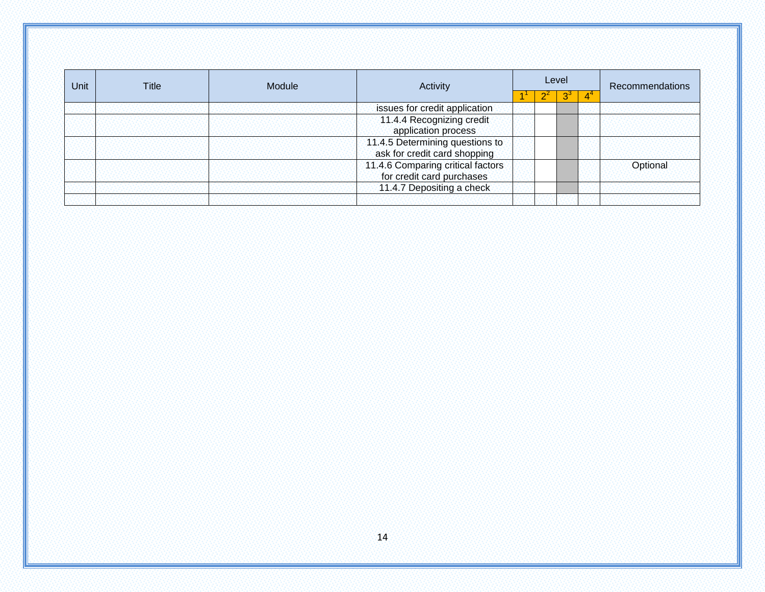| Unit | Title | Module | Activity | Level | | | | Recommendations |
|---|---|---|---|---|---|---|---|---|
| | | | | 1[1] | 2[2] | 3[3] | 4[4] | |
| | | | issues for credit application | | | | | |
| | | | 11.4.4 Recognizing credit application process | | | | | |
| | | | 11.4.5 Determining questions to ask for credit card shopping | | | | | |
| | | | 11.4.6 Comparing critical factors for credit card purchases | | | | | Optional |
| | | | 11.4.7 Depositing a check | | | | | |
| | | | | | | | | |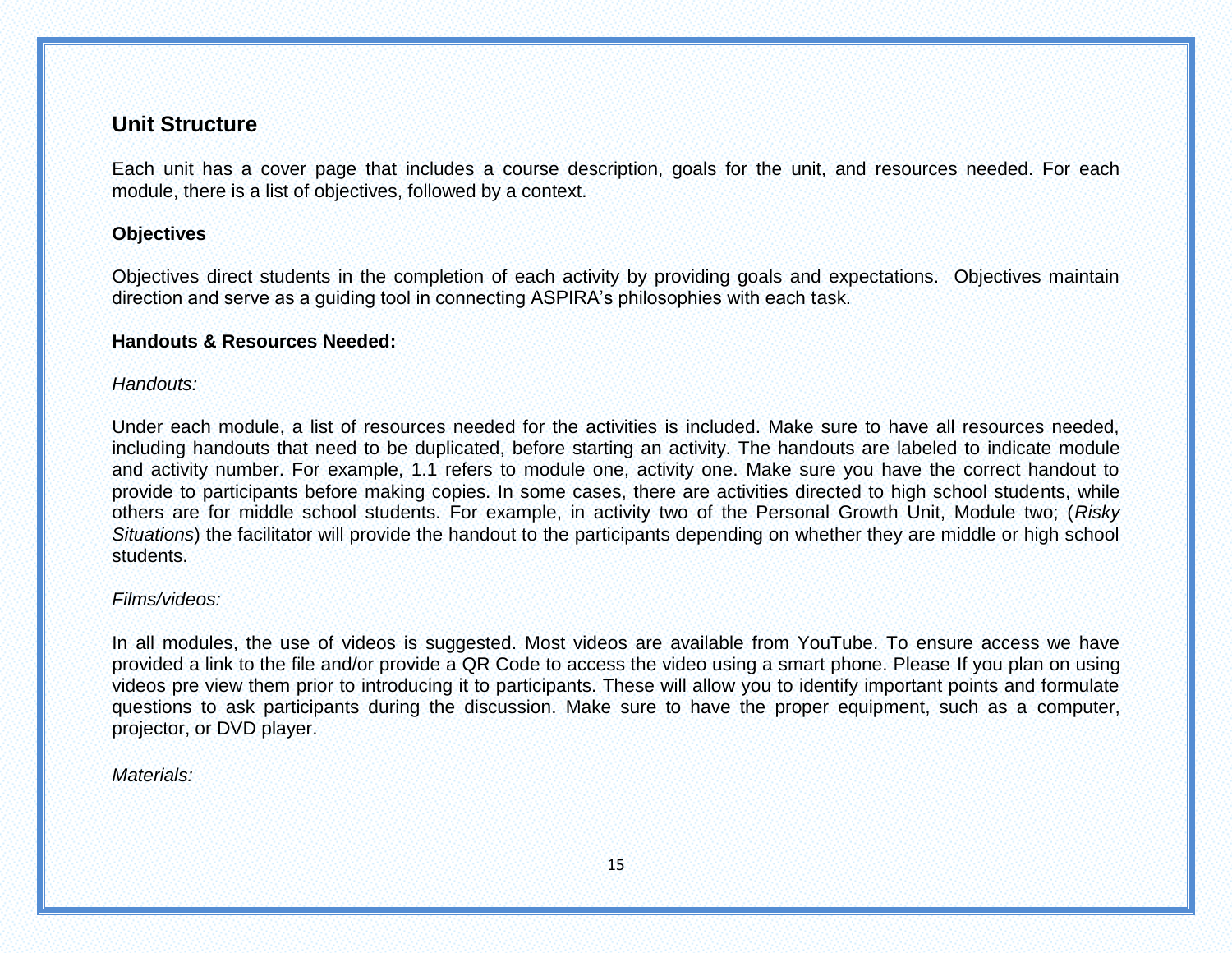## Unit Structure

Each unit has a cover page that includes a course description, goals for the unit, and resources needed. For each module, there is a list of objectives, followed by a context.

### Objectives

Objectives direct students in the completion of each activity by providing goals and expectations. Objectives maintain direction and serve as a guiding tool in connecting ASPIRA's philosophies with each task.

### Handouts & Resources Needed:

*Handouts:*

Under each module, a list of resources needed for the activities is included. Make sure to have all resources needed, including handouts that need to be duplicated, before starting an activity. The handouts are labeled to indicate module and activity number. For example, 1.1 refers to module one, activity one. Make sure you have the correct handout to provide to participants before making copies. In some cases, there are activities directed to high school students, while others are for middle school students. For example, in activity two of the Personal Growth Unit, Module two; (*Risky Situations*) the facilitator will provide the handout to the participants depending on whether they are middle or high school students.

*Films/videos:*

In all modules, the use of videos is suggested. Most videos are available from YouTube. To ensure access we have provided a link to the file and/or provide a QR Code to access the video using a smart phone. Please If you plan on using videos pre view them prior to introducing it to participants. These will allow you to identify important points and formulate questions to ask participants during the discussion. Make sure to have the proper equipment, such as a computer, projector, or DVD player.

*Materials:*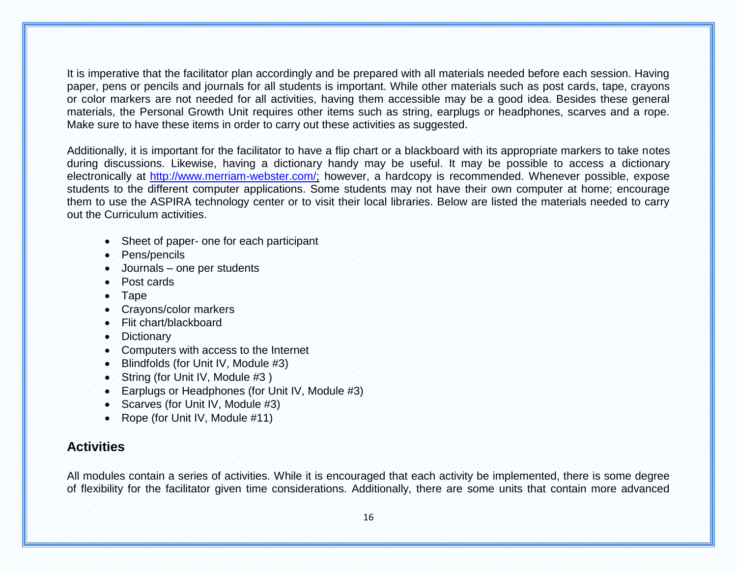It is imperative that the facilitator plan accordingly and be prepared with all materials needed before each session. Having paper, pens or pencils and journals for all students is important. While other materials such as post cards, tape, crayons or color markers are not needed for all activities, having them accessible may be a good idea. Besides these general materials, the Personal Growth Unit requires other items such as string, earplugs or headphones, scarves and a rope. Make sure to have these items in order to carry out these activities as suggested.

Additionally, it is important for the facilitator to have a flip chart or a blackboard with its appropriate markers to take notes during discussions. Likewise, having a dictionary handy may be useful. It may be possible to access a dictionary electronically at http://www.merriam-webster.com/; however, a hardcopy is recommended. Whenever possible, expose students to the different computer applications. Some students may not have their own computer at home; encourage them to use the ASPIRA technology center or to visit their local libraries. Below are listed the materials needed to carry out the Curriculum activities.

- Sheet of paper- one for each participant
- Pens/pencils
- Journals – one per students
- Post cards
- Tape
- Crayons/color markers
- Flit chart/blackboard
- Dictionary
- Computers with access to the Internet
- Blindfolds (for Unit IV, Module #3)
- String (for Unit IV, Module #3 )
- Earplugs or Headphones (for Unit IV, Module #3)
- Scarves (for Unit IV, Module #3)
- Rope (for Unit IV, Module #11)

## Activities

All modules contain a series of activities. While it is encouraged that each activity be implemented, there is some degree of flexibility for the facilitator given time considerations. Additionally, there are some units that contain more advanced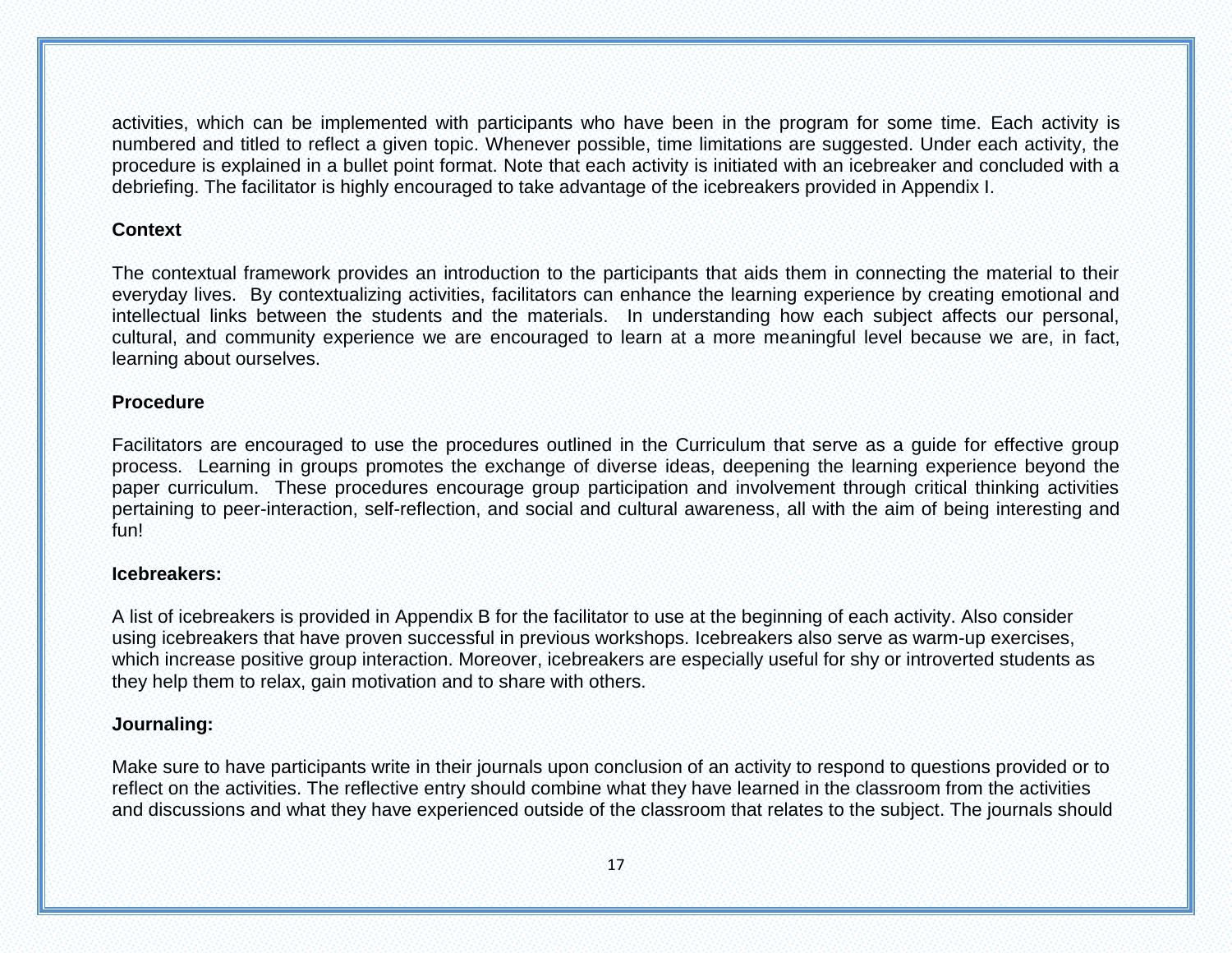activities, which can be implemented with participants who have been in the program for some time. Each activity is numbered and titled to reflect a given topic. Whenever possible, time limitations are suggested. Under each activity, the procedure is explained in a bullet point format. Note that each activity is initiated with an icebreaker and concluded with a debriefing. The facilitator is highly encouraged to take advantage of the icebreakers provided in Appendix I.

**Context**

The contextual framework provides an introduction to the participants that aids them in connecting the material to their everyday lives. By contextualizing activities, facilitators can enhance the learning experience by creating emotional and intellectual links between the students and the materials. In understanding how each subject affects our personal, cultural, and community experience we are encouraged to learn at a more meaningful level because we are, in fact, learning about ourselves.

**Procedure**

Facilitators are encouraged to use the procedures outlined in the Curriculum that serve as a guide for effective group process. Learning in groups promotes the exchange of diverse ideas, deepening the learning experience beyond the paper curriculum. These procedures encourage group participation and involvement through critical thinking activities pertaining to peer-interaction, self-reflection, and social and cultural awareness, all with the aim of being interesting and fun!

**Icebreakers:**

A list of icebreakers is provided in Appendix B for the facilitator to use at the beginning of each activity. Also consider using icebreakers that have proven successful in previous workshops. Icebreakers also serve as warm-up exercises, which increase positive group interaction. Moreover, icebreakers are especially useful for shy or introverted students as they help them to relax, gain motivation and to share with others.

**Journaling:**

Make sure to have participants write in their journals upon conclusion of an activity to respond to questions provided or to reflect on the activities. The reflective entry should combine what they have learned in the classroom from the activities and discussions and what they have experienced outside of the classroom that relates to the subject. The journals should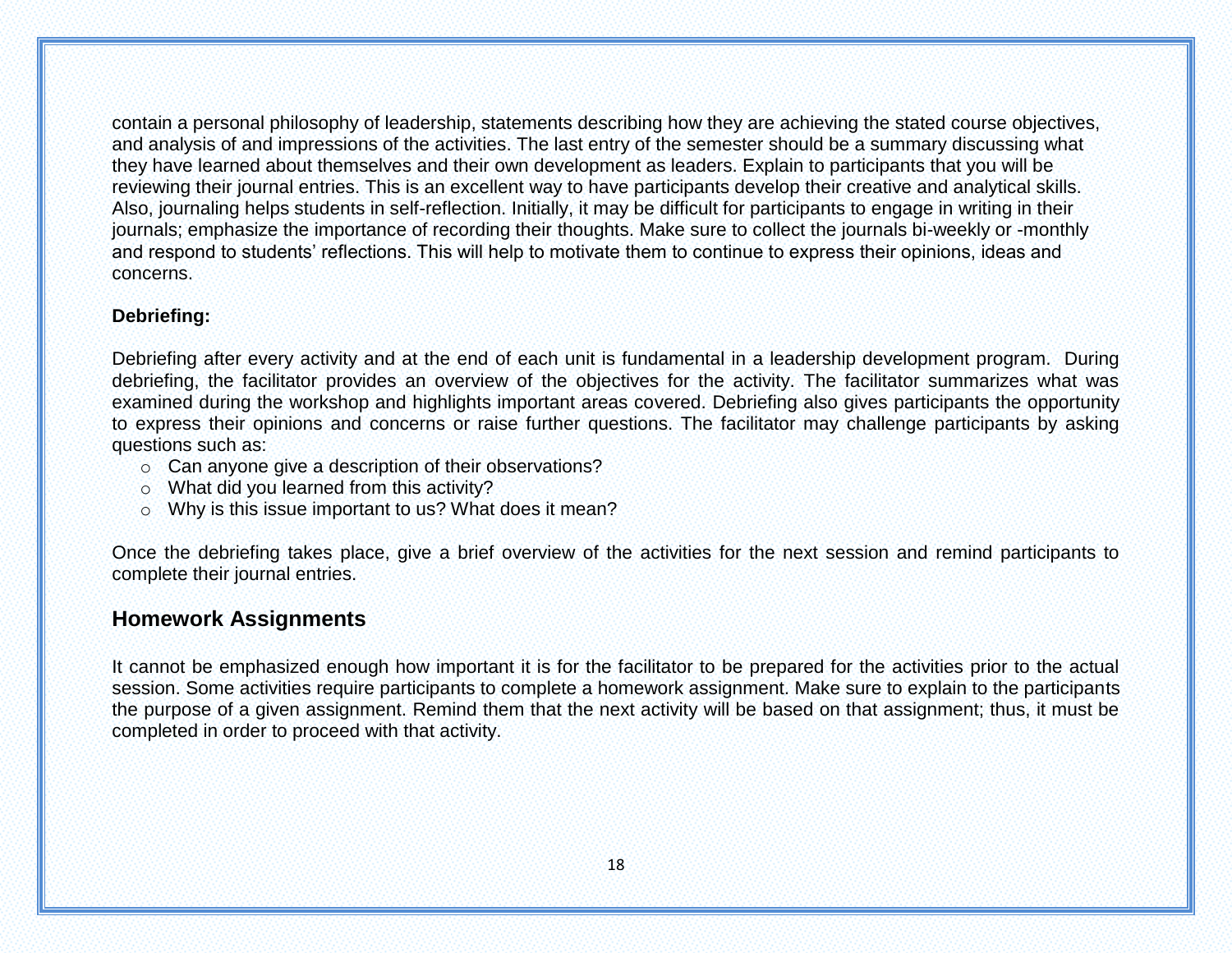contain a personal philosophy of leadership, statements describing how they are achieving the stated course objectives, and analysis of and impressions of the activities. The last entry of the semester should be a summary discussing what they have learned about themselves and their own development as leaders. Explain to participants that you will be reviewing their journal entries. This is an excellent way to have participants develop their creative and analytical skills. Also, journaling helps students in self-reflection. Initially, it may be difficult for participants to engage in writing in their journals; emphasize the importance of recording their thoughts. Make sure to collect the journals bi-weekly or -monthly and respond to students' reflections. This will help to motivate them to continue to express their opinions, ideas and concerns.

**Debriefing:**

Debriefing after every activity and at the end of each unit is fundamental in a leadership development program. During debriefing, the facilitator provides an overview of the objectives for the activity. The facilitator summarizes what was examined during the workshop and highlights important areas covered. Debriefing also gives participants the opportunity to express their opinions and concerns or raise further questions. The facilitator may challenge participants by asking questions such as:

- Can anyone give a description of their observations?
- What did you learned from this activity?
- Why is this issue important to us? What does it mean?

Once the debriefing takes place, give a brief overview of the activities for the next session and remind participants to complete their journal entries.

## Homework Assignments

It cannot be emphasized enough how important it is for the facilitator to be prepared for the activities prior to the actual session. Some activities require participants to complete a homework assignment. Make sure to explain to the participants the purpose of a given assignment. Remind them that the next activity will be based on that assignment; thus, it must be completed in order to proceed with that activity.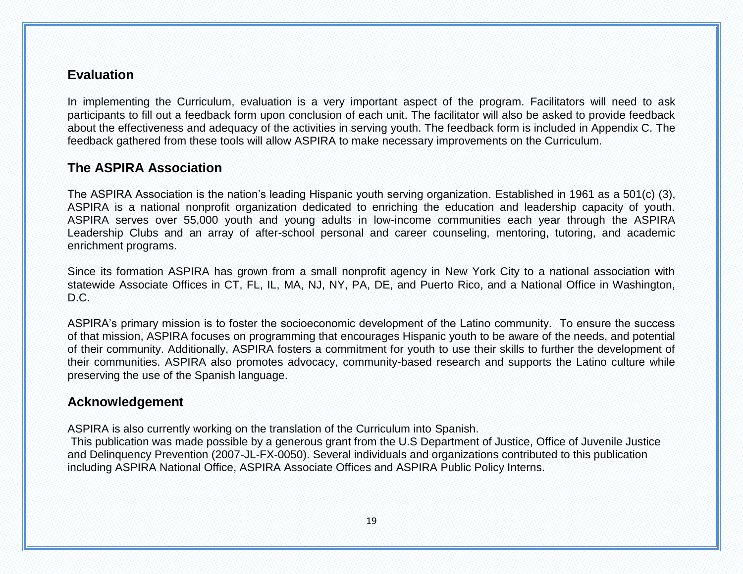## Evaluation

In implementing the Curriculum, evaluation is a very important aspect of the program. Facilitators will need to ask participants to fill out a feedback form upon conclusion of each unit. The facilitator will also be asked to provide feedback about the effectiveness and adequacy of the activities in serving youth. The feedback form is included in Appendix C. The feedback gathered from these tools will allow ASPIRA to make necessary improvements on the Curriculum.

## The ASPIRA Association

The ASPIRA Association is the nation's leading Hispanic youth serving organization. Established in 1961 as a 501(c) (3), ASPIRA is a national nonprofit organization dedicated to enriching the education and leadership capacity of youth. ASPIRA serves over 55,000 youth and young adults in low-income communities each year through the ASPIRA Leadership Clubs and an array of after-school personal and career counseling, mentoring, tutoring, and academic enrichment programs.

Since its formation ASPIRA has grown from a small nonprofit agency in New York City to a national association with statewide Associate Offices in CT, FL, IL, MA, NJ, NY, PA, DE, and Puerto Rico, and a National Office in Washington, D.C.

ASPIRA's primary mission is to foster the socioeconomic development of the Latino community. To ensure the success of that mission, ASPIRA focuses on programming that encourages Hispanic youth to be aware of the needs, and potential of their community. Additionally, ASPIRA fosters a commitment for youth to use their skills to further the development of their communities. ASPIRA also promotes advocacy, community-based research and supports the Latino culture while preserving the use of the Spanish language.

## Acknowledgement

ASPIRA is also currently working on the translation of the Curriculum into Spanish.
This publication was made possible by a generous grant from the U.S Department of Justice, Office of Juvenile Justice and Delinquency Prevention (2007-JL-FX-0050). Several individuals and organizations contributed to this publication including ASPIRA National Office, ASPIRA Associate Offices and ASPIRA Public Policy Interns.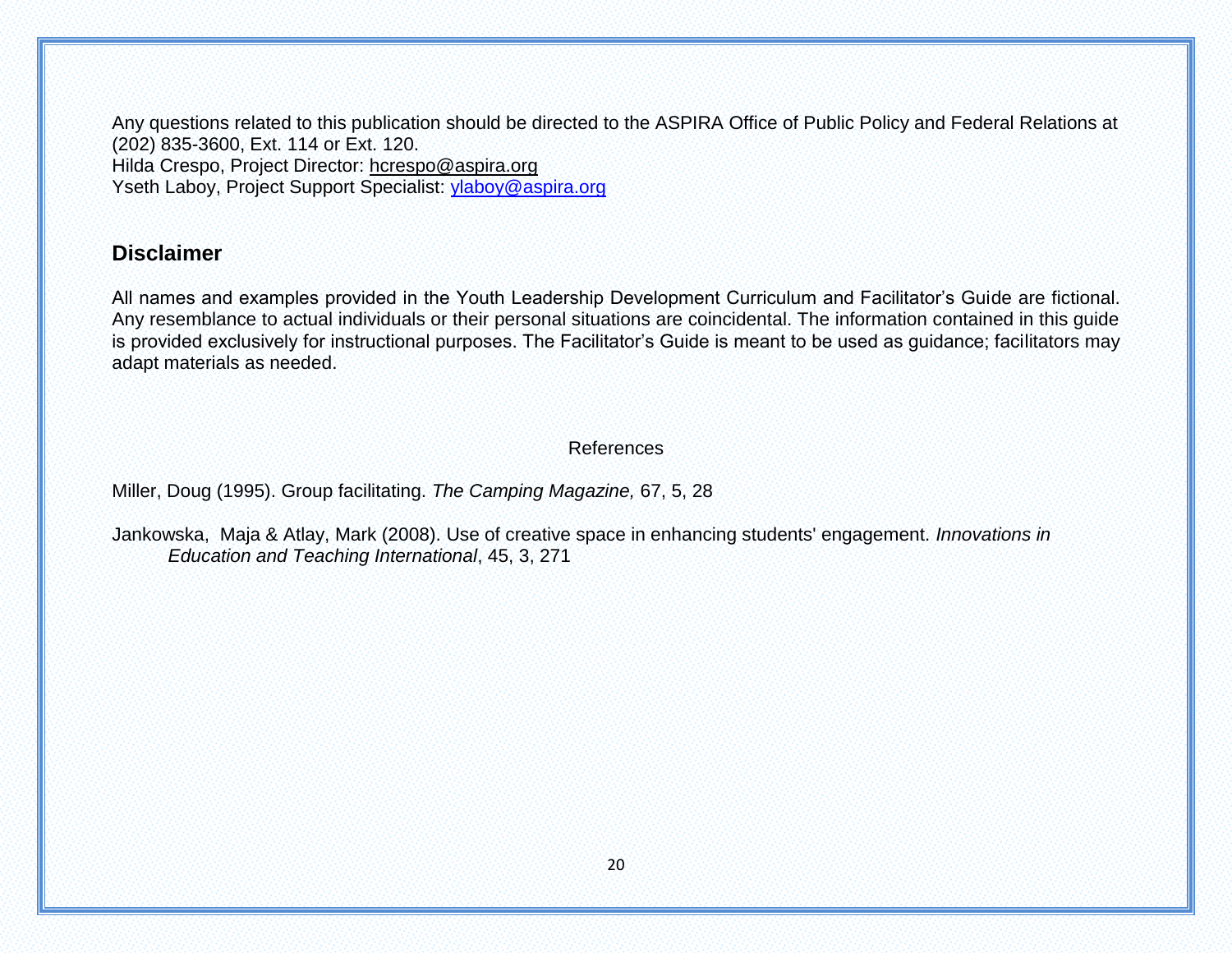Any questions related to this publication should be directed to the ASPIRA Office of Public Policy and Federal Relations at (202) 835-3600, Ext. 114 or Ext. 120.
Hilda Crespo, Project Director: hcrespo@aspira.org
Yseth Laboy, Project Support Specialist: ylaboy@aspira.org

## Disclaimer

All names and examples provided in the Youth Leadership Development Curriculum and Facilitator's Guide are fictional. Any resemblance to actual individuals or their personal situations are coincidental. The information contained in this guide is provided exclusively for instructional purposes. The Facilitator's Guide is meant to be used as guidance; facilitators may adapt materials as needed.

References

Miller, Doug (1995). Group facilitating. *The Camping Magazine,* 67, 5, 28

Jankowska, Maja & Atlay, Mark (2008). Use of creative space in enhancing students' engagement. *Innovations in Education and Teaching International*, 45, 3, 271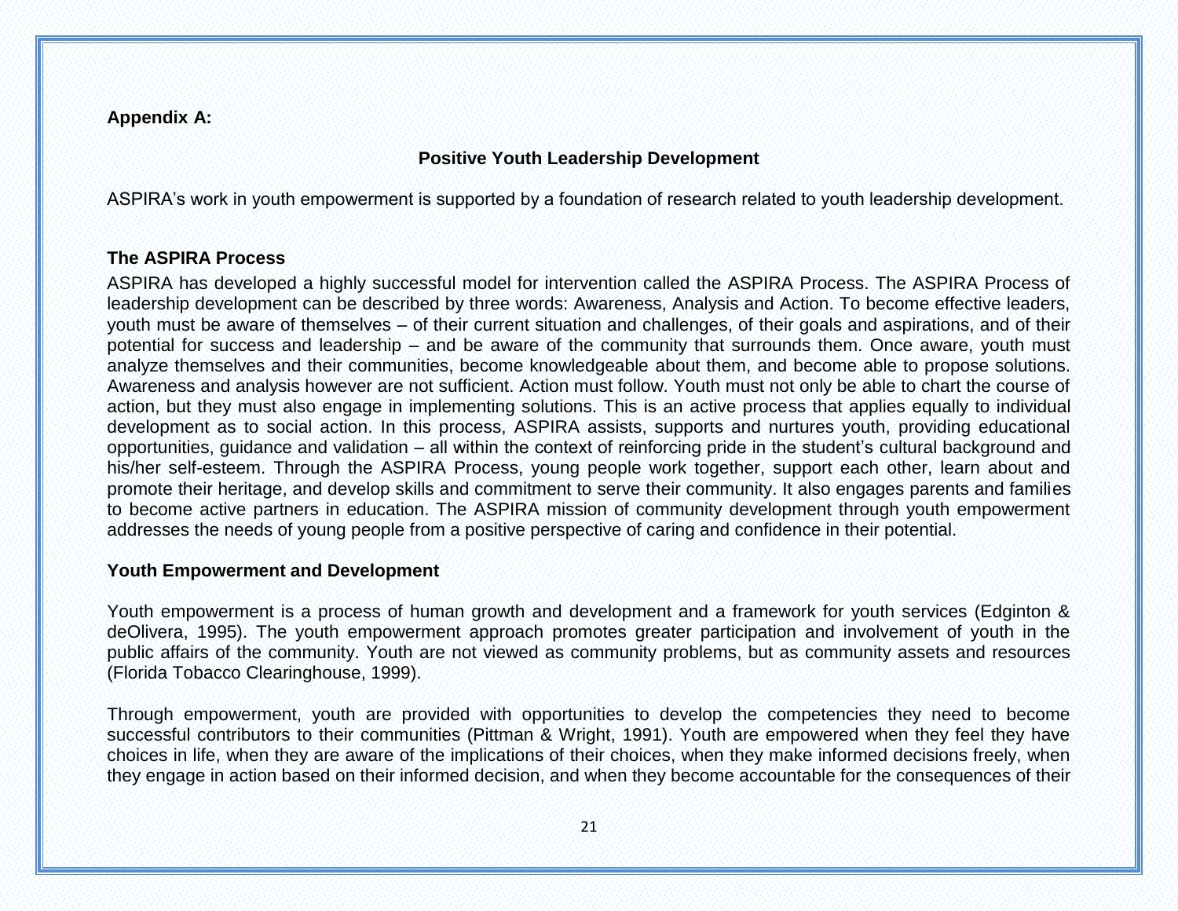**Appendix A:**

## Positive Youth Leadership Development

ASPIRA's work in youth empowerment is supported by a foundation of research related to youth leadership development.

### The ASPIRA Process

ASPIRA has developed a highly successful model for intervention called the ASPIRA Process. The ASPIRA Process of leadership development can be described by three words: Awareness, Analysis and Action. To become effective leaders, youth must be aware of themselves – of their current situation and challenges, of their goals and aspirations, and of their potential for success and leadership – and be aware of the community that surrounds them. Once aware, youth must analyze themselves and their communities, become knowledgeable about them, and become able to propose solutions. Awareness and analysis however are not sufficient. Action must follow. Youth must not only be able to chart the course of action, but they must also engage in implementing solutions. This is an active process that applies equally to individual development as to social action. In this process, ASPIRA assists, supports and nurtures youth, providing educational opportunities, guidance and validation – all within the context of reinforcing pride in the student's cultural background and his/her self-esteem. Through the ASPIRA Process, young people work together, support each other, learn about and promote their heritage, and develop skills and commitment to serve their community. It also engages parents and families to become active partners in education. The ASPIRA mission of community development through youth empowerment addresses the needs of young people from a positive perspective of caring and confidence in their potential.

### Youth Empowerment and Development

Youth empowerment is a process of human growth and development and a framework for youth services (Edginton & deOlivera, 1995). The youth empowerment approach promotes greater participation and involvement of youth in the public affairs of the community. Youth are not viewed as community problems, but as community assets and resources (Florida Tobacco Clearinghouse, 1999).

Through empowerment, youth are provided with opportunities to develop the competencies they need to become successful contributors to their communities (Pittman & Wright, 1991). Youth are empowered when they feel they have choices in life, when they are aware of the implications of their choices, when they make informed decisions freely, when they engage in action based on their informed decision, and when they become accountable for the consequences of their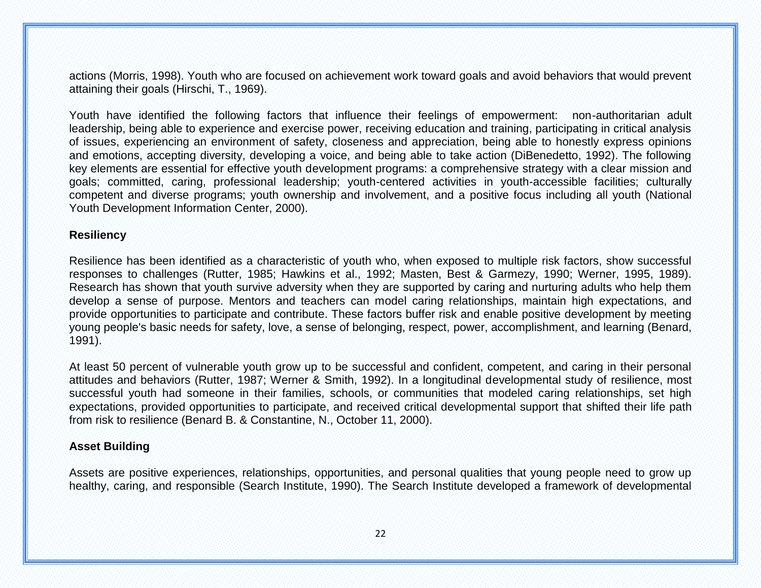actions (Morris, 1998). Youth who are focused on achievement work toward goals and avoid behaviors that would prevent attaining their goals (Hirschi, T., 1969).

Youth have identified the following factors that influence their feelings of empowerment: non-authoritarian adult leadership, being able to experience and exercise power, receiving education and training, participating in critical analysis of issues, experiencing an environment of safety, closeness and appreciation, being able to honestly express opinions and emotions, accepting diversity, developing a voice, and being able to take action (DiBenedetto, 1992). The following key elements are essential for effective youth development programs: a comprehensive strategy with a clear mission and goals; committed, caring, professional leadership; youth-centered activities in youth-accessible facilities; culturally competent and diverse programs; youth ownership and involvement, and a positive focus including all youth (National Youth Development Information Center, 2000).

**Resiliency**

Resilience has been identified as a characteristic of youth who, when exposed to multiple risk factors, show successful responses to challenges (Rutter, 1985; Hawkins et al., 1992; Masten, Best & Garmezy, 1990; Werner, 1995, 1989). Research has shown that youth survive adversity when they are supported by caring and nurturing adults who help them develop a sense of purpose. Mentors and teachers can model caring relationships, maintain high expectations, and provide opportunities to participate and contribute. These factors buffer risk and enable positive development by meeting young people's basic needs for safety, love, a sense of belonging, respect, power, accomplishment, and learning (Benard, 1991).

At least 50 percent of vulnerable youth grow up to be successful and confident, competent, and caring in their personal attitudes and behaviors (Rutter, 1987; Werner & Smith, 1992). In a longitudinal developmental study of resilience, most successful youth had someone in their families, schools, or communities that modeled caring relationships, set high expectations, provided opportunities to participate, and received critical developmental support that shifted their life path from risk to resilience (Benard B. & Constantine, N., October 11, 2000).

**Asset Building**

Assets are positive experiences, relationships, opportunities, and personal qualities that young people need to grow up healthy, caring, and responsible (Search Institute, 1990). The Search Institute developed a framework of developmental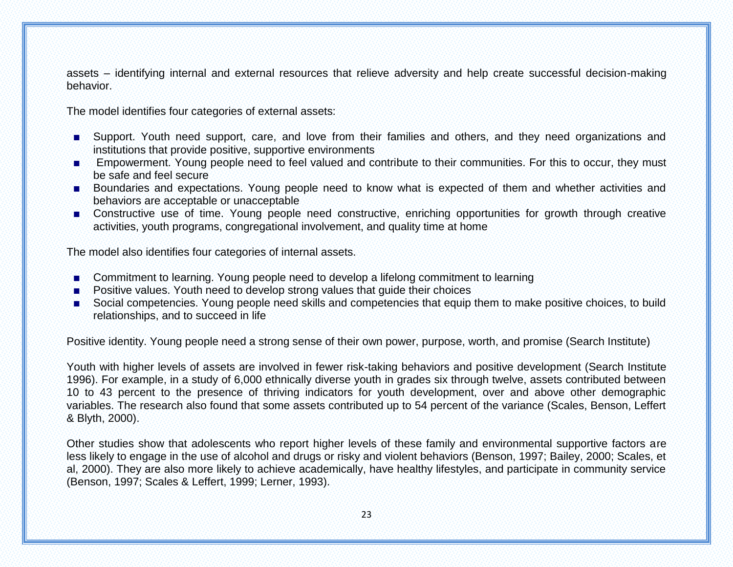assets – identifying internal and external resources that relieve adversity and help create successful decision-making behavior.

The model identifies four categories of external assets:

- Support. Youth need support, care, and love from their families and others, and they need organizations and institutions that provide positive, supportive environments
- Empowerment. Young people need to feel valued and contribute to their communities. For this to occur, they must be safe and feel secure
- Boundaries and expectations. Young people need to know what is expected of them and whether activities and behaviors are acceptable or unacceptable
- Constructive use of time. Young people need constructive, enriching opportunities for growth through creative activities, youth programs, congregational involvement, and quality time at home

The model also identifies four categories of internal assets.

- Commitment to learning. Young people need to develop a lifelong commitment to learning
- Positive values. Youth need to develop strong values that guide their choices
- Social competencies. Young people need skills and competencies that equip them to make positive choices, to build relationships, and to succeed in life

Positive identity. Young people need a strong sense of their own power, purpose, worth, and promise (Search Institute)

Youth with higher levels of assets are involved in fewer risk-taking behaviors and positive development (Search Institute 1996). For example, in a study of 6,000 ethnically diverse youth in grades six through twelve, assets contributed between 10 to 43 percent to the presence of thriving indicators for youth development, over and above other demographic variables. The research also found that some assets contributed up to 54 percent of the variance (Scales, Benson, Leffert & Blyth, 2000).

Other studies show that adolescents who report higher levels of these family and environmental supportive factors are less likely to engage in the use of alcohol and drugs or risky and violent behaviors (Benson, 1997; Bailey, 2000; Scales, et al, 2000). They are also more likely to achieve academically, have healthy lifestyles, and participate in community service (Benson, 1997; Scales & Leffert, 1999; Lerner, 1993).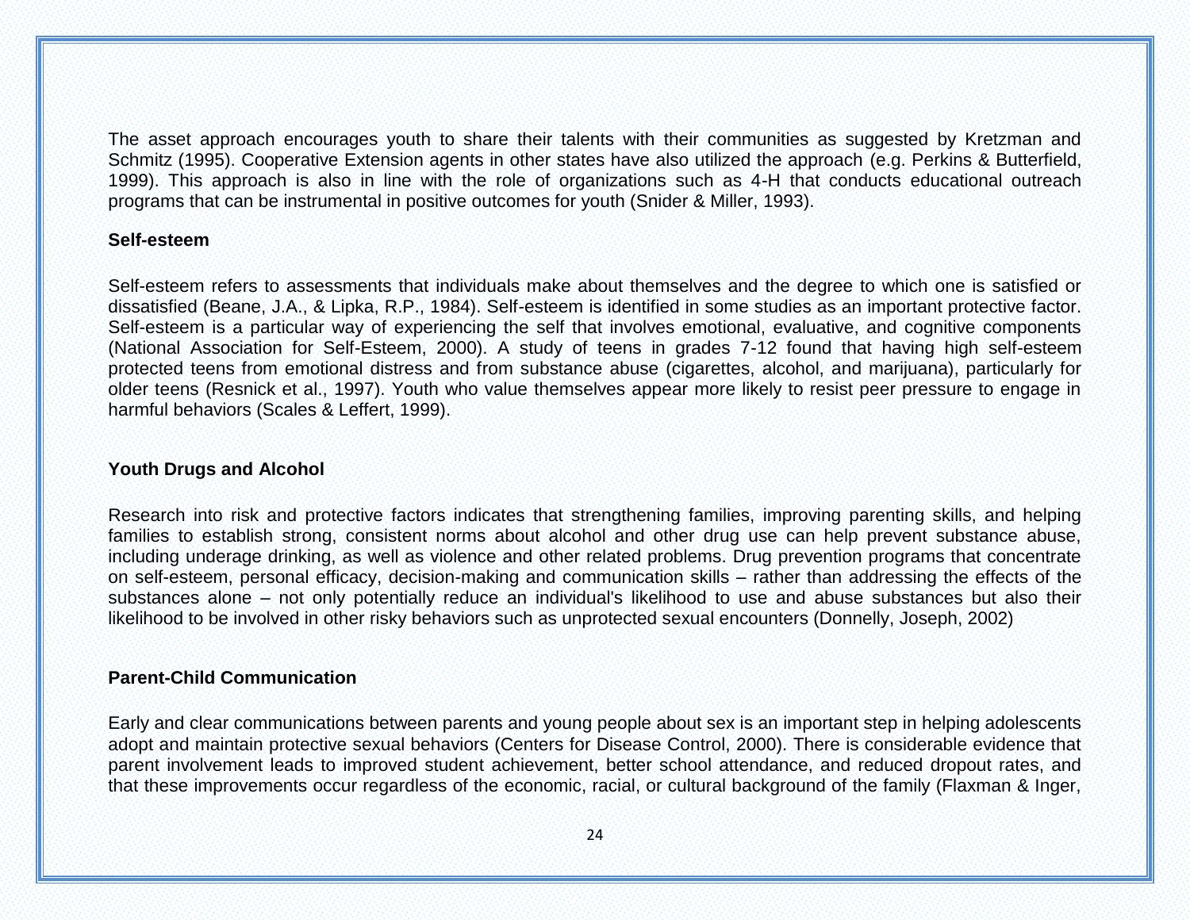The asset approach encourages youth to share their talents with their communities as suggested by Kretzman and Schmitz (1995). Cooperative Extension agents in other states have also utilized the approach (e.g. Perkins & Butterfield, 1999). This approach is also in line with the role of organizations such as 4-H that conducts educational outreach programs that can be instrumental in positive outcomes for youth (Snider & Miller, 1993).

**Self-esteem**

Self-esteem refers to assessments that individuals make about themselves and the degree to which one is satisfied or dissatisfied (Beane, J.A., & Lipka, R.P., 1984). Self-esteem is identified in some studies as an important protective factor. Self-esteem is a particular way of experiencing the self that involves emotional, evaluative, and cognitive components (National Association for Self-Esteem, 2000). A study of teens in grades 7-12 found that having high self-esteem protected teens from emotional distress and from substance abuse (cigarettes, alcohol, and marijuana), particularly for older teens (Resnick et al., 1997). Youth who value themselves appear more likely to resist peer pressure to engage in harmful behaviors (Scales & Leffert, 1999).

**Youth Drugs and Alcohol**

Research into risk and protective factors indicates that strengthening families, improving parenting skills, and helping families to establish strong, consistent norms about alcohol and other drug use can help prevent substance abuse, including underage drinking, as well as violence and other related problems. Drug prevention programs that concentrate on self-esteem, personal efficacy, decision-making and communication skills – rather than addressing the effects of the substances alone – not only potentially reduce an individual's likelihood to use and abuse substances but also their likelihood to be involved in other risky behaviors such as unprotected sexual encounters (Donnelly, Joseph, 2002)

**Parent-Child Communication**

Early and clear communications between parents and young people about sex is an important step in helping adolescents adopt and maintain protective sexual behaviors (Centers for Disease Control, 2000). There is considerable evidence that parent involvement leads to improved student achievement, better school attendance, and reduced dropout rates, and that these improvements occur regardless of the economic, racial, or cultural background of the family (Flaxman & Inger,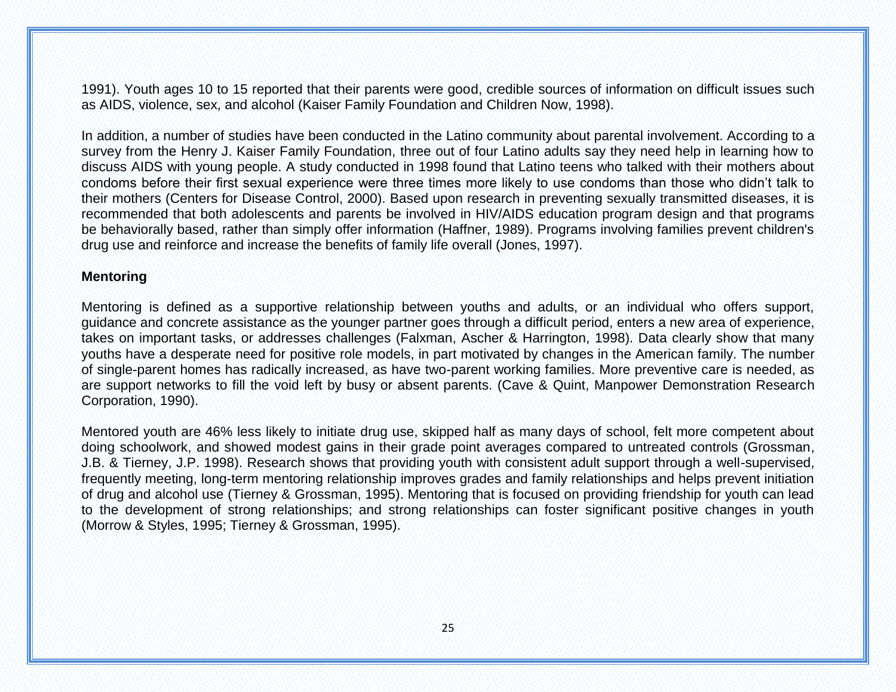1991). Youth ages 10 to 15 reported that their parents were good, credible sources of information on difficult issues such as AIDS, violence, sex, and alcohol (Kaiser Family Foundation and Children Now, 1998).

In addition, a number of studies have been conducted in the Latino community about parental involvement. According to a survey from the Henry J. Kaiser Family Foundation, three out of four Latino adults say they need help in learning how to discuss AIDS with young people. A study conducted in 1998 found that Latino teens who talked with their mothers about condoms before their first sexual experience were three times more likely to use condoms than those who didn't talk to their mothers (Centers for Disease Control, 2000). Based upon research in preventing sexually transmitted diseases, it is recommended that both adolescents and parents be involved in HIV/AIDS education program design and that programs be behaviorally based, rather than simply offer information (Haffner, 1989). Programs involving families prevent children's drug use and reinforce and increase the benefits of family life overall (Jones, 1997).

**Mentoring**

Mentoring is defined as a supportive relationship between youths and adults, or an individual who offers support, guidance and concrete assistance as the younger partner goes through a difficult period, enters a new area of experience, takes on important tasks, or addresses challenges (Falxman, Ascher & Harrington, 1998). Data clearly show that many youths have a desperate need for positive role models, in part motivated by changes in the American family. The number of single-parent homes has radically increased, as have two-parent working families. More preventive care is needed, as are support networks to fill the void left by busy or absent parents. (Cave & Quint, Manpower Demonstration Research Corporation, 1990).

Mentored youth are 46% less likely to initiate drug use, skipped half as many days of school, felt more competent about doing schoolwork, and showed modest gains in their grade point averages compared to untreated controls (Grossman, J.B. & Tierney, J.P. 1998). Research shows that providing youth with consistent adult support through a well-supervised, frequently meeting, long-term mentoring relationship improves grades and family relationships and helps prevent initiation of drug and alcohol use (Tierney & Grossman, 1995). Mentoring that is focused on providing friendship for youth can lead to the development of strong relationships; and strong relationships can foster significant positive changes in youth (Morrow & Styles, 1995; Tierney & Grossman, 1995).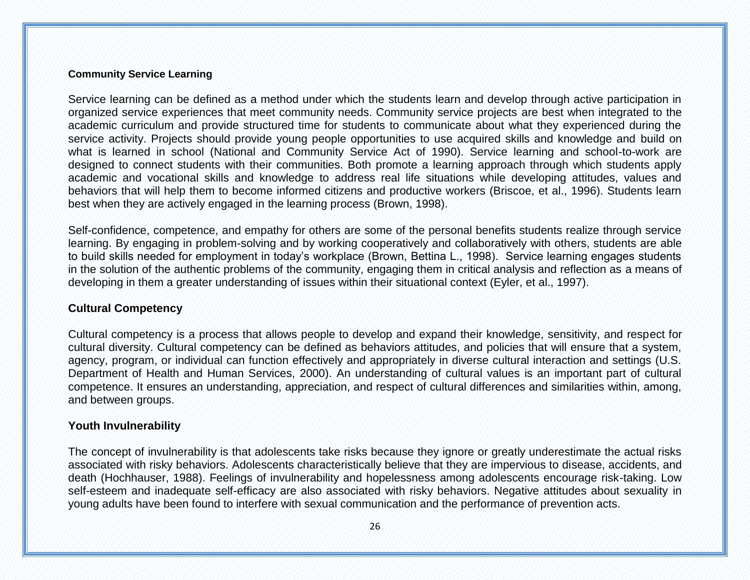**Community Service Learning**

Service learning can be defined as a method under which the students learn and develop through active participation in organized service experiences that meet community needs. Community service projects are best when integrated to the academic curriculum and provide structured time for students to communicate about what they experienced during the service activity. Projects should provide young people opportunities to use acquired skills and knowledge and build on what is learned in school (National and Community Service Act of 1990). Service learning and school-to-work are designed to connect students with their communities. Both promote a learning approach through which students apply academic and vocational skills and knowledge to address real life situations while developing attitudes, values and behaviors that will help them to become informed citizens and productive workers (Briscoe, et al., 1996). Students learn best when they are actively engaged in the learning process (Brown, 1998).

Self-confidence, competence, and empathy for others are some of the personal benefits students realize through service learning. By engaging in problem-solving and by working cooperatively and collaboratively with others, students are able to build skills needed for employment in today's workplace (Brown, Bettina L., 1998). Service learning engages students in the solution of the authentic problems of the community, engaging them in critical analysis and reflection as a means of developing in them a greater understanding of issues within their situational context (Eyler, et al., 1997).

**Cultural Competency**

Cultural competency is a process that allows people to develop and expand their knowledge, sensitivity, and respect for cultural diversity. Cultural competency can be defined as behaviors attitudes, and policies that will ensure that a system, agency, program, or individual can function effectively and appropriately in diverse cultural interaction and settings (U.S. Department of Health and Human Services, 2000). An understanding of cultural values is an important part of cultural competence. It ensures an understanding, appreciation, and respect of cultural differences and similarities within, among, and between groups.

**Youth Invulnerability**

The concept of invulnerability is that adolescents take risks because they ignore or greatly underestimate the actual risks associated with risky behaviors. Adolescents characteristically believe that they are impervious to disease, accidents, and death (Hochhauser, 1988). Feelings of invulnerability and hopelessness among adolescents encourage risk-taking. Low self-esteem and inadequate self-efficacy are also associated with risky behaviors. Negative attitudes about sexuality in young adults have been found to interfere with sexual communication and the performance of prevention acts.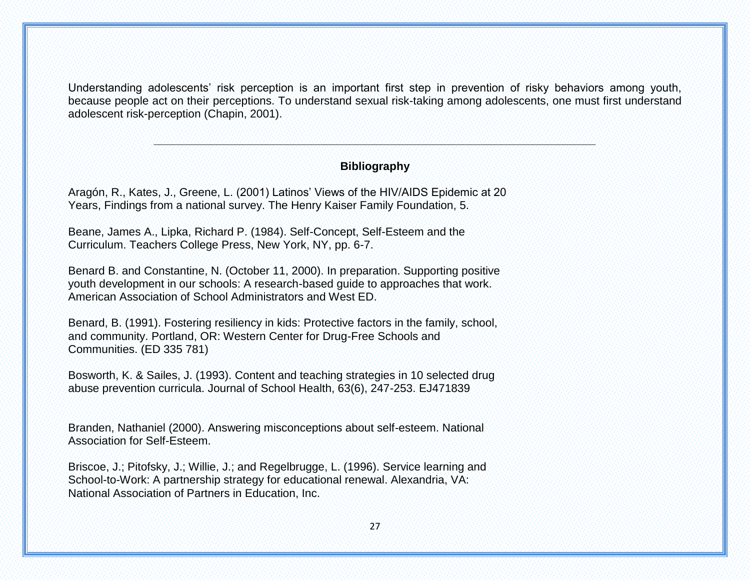Understanding adolescents' risk perception is an important first step in prevention of risky behaviors among youth, because people act on their perceptions. To understand sexual risk-taking among adolescents, one must first understand adolescent risk-perception (Chapin, 2001).

---

## Bibliography

Aragón, R., Kates, J., Greene, L. (2001) Latinos' Views of the HIV/AIDS Epidemic at 20 Years, Findings from a national survey. The Henry Kaiser Family Foundation, 5.

Beane, James A., Lipka, Richard P. (1984). Self-Concept, Self-Esteem and the Curriculum. Teachers College Press, New York, NY, pp. 6-7.

Benard B. and Constantine, N. (October 11, 2000). In preparation. Supporting positive youth development in our schools: A research-based guide to approaches that work. American Association of School Administrators and West ED.

Benard, B. (1991). Fostering resiliency in kids: Protective factors in the family, school, and community. Portland, OR: Western Center for Drug-Free Schools and Communities. (ED 335 781)

Bosworth, K. & Sailes, J. (1993). Content and teaching strategies in 10 selected drug abuse prevention curricula. Journal of School Health, 63(6), 247-253. EJ471839

Branden, Nathaniel (2000). Answering misconceptions about self-esteem. National Association for Self-Esteem.

Briscoe, J.; Pitofsky, J.; Willie, J.; and Regelbrugge, L. (1996). Service learning and School-to-Work: A partnership strategy for educational renewal. Alexandria, VA: National Association of Partners in Education, Inc.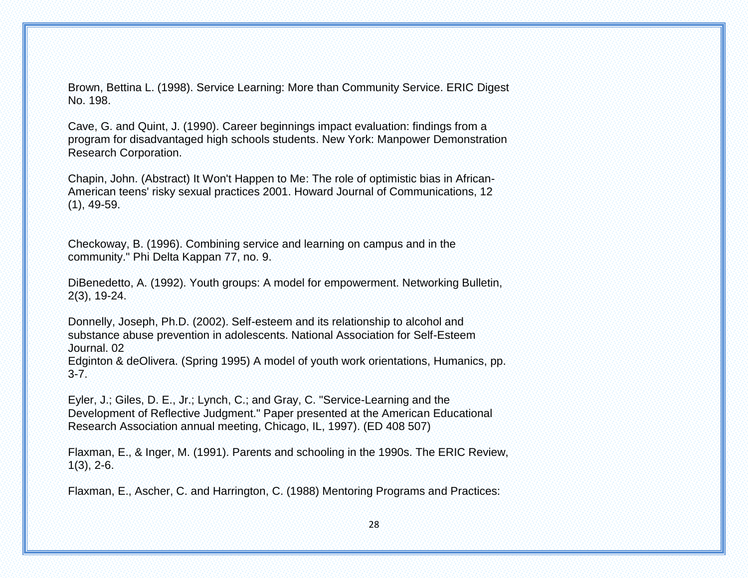Brown, Bettina L. (1998). Service Learning: More than Community Service. ERIC Digest No. 198.

Cave, G. and Quint, J. (1990). Career beginnings impact evaluation: findings from a program for disadvantaged high schools students. New York: Manpower Demonstration Research Corporation.

Chapin, John. (Abstract) It Won't Happen to Me: The role of optimistic bias in African-American teens' risky sexual practices 2001. Howard Journal of Communications, 12 (1), 49-59.

Checkoway, B. (1996). Combining service and learning on campus and in the community." Phi Delta Kappan 77, no. 9.

DiBenedetto, A. (1992). Youth groups: A model for empowerment. Networking Bulletin, 2(3), 19-24.

Donnelly, Joseph, Ph.D. (2002). Self-esteem and its relationship to alcohol and substance abuse prevention in adolescents. National Association for Self-Esteem Journal. 02
Edginton & deOlivera. (Spring 1995) A model of youth work orientations, Humanics, pp. 3-7.

Eyler, J.; Giles, D. E., Jr.; Lynch, C.; and Gray, C. "Service-Learning and the Development of Reflective Judgment." Paper presented at the American Educational Research Association annual meeting, Chicago, IL, 1997). (ED 408 507)

Flaxman, E., & Inger, M. (1991). Parents and schooling in the 1990s. The ERIC Review, 1(3), 2-6.

Flaxman, E., Ascher, C. and Harrington, C. (1988) Mentoring Programs and Practices: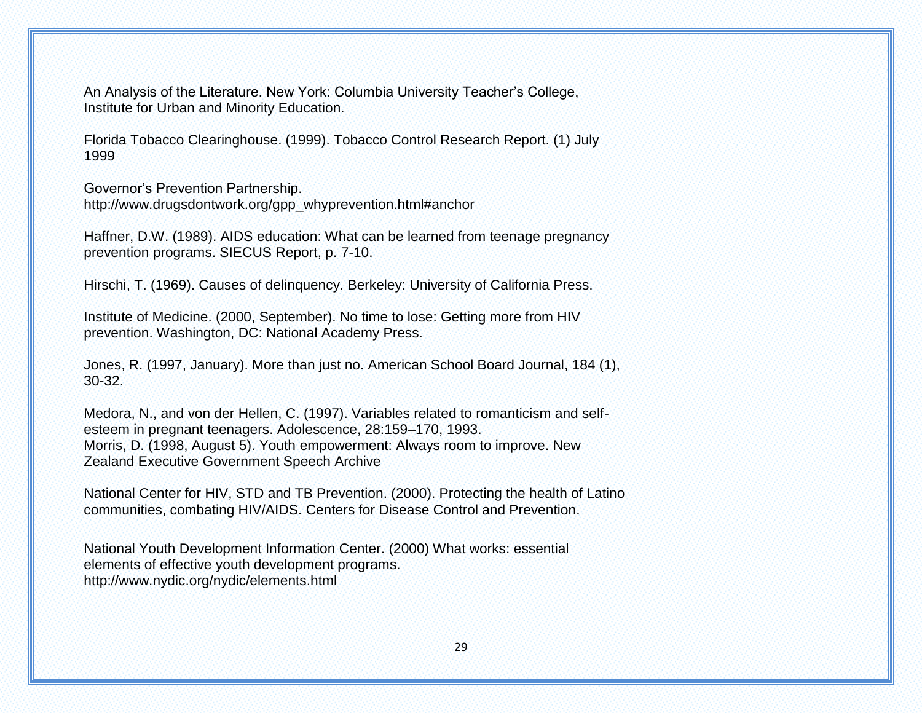An Analysis of the Literature. New York: Columbia University Teacher's College, Institute for Urban and Minority Education.

Florida Tobacco Clearinghouse. (1999). Tobacco Control Research Report. (1) July 1999

Governor's Prevention Partnership. http://www.drugsdontwork.org/gpp_whyprevention.html#anchor

Haffner, D.W. (1989). AIDS education: What can be learned from teenage pregnancy prevention programs. SIECUS Report, p. 7-10.

Hirschi, T. (1969). Causes of delinquency. Berkeley: University of California Press.

Institute of Medicine. (2000, September). No time to lose: Getting more from HIV prevention. Washington, DC: National Academy Press.

Jones, R. (1997, January). More than just no. American School Board Journal, 184 (1), 30-32.

Medora, N., and von der Hellen, C. (1997). Variables related to romanticism and self-esteem in pregnant teenagers. Adolescence, 28:159–170, 1993.
Morris, D. (1998, August 5). Youth empowerment: Always room to improve. New Zealand Executive Government Speech Archive

National Center for HIV, STD and TB Prevention. (2000). Protecting the health of Latino communities, combating HIV/AIDS. Centers for Disease Control and Prevention.

National Youth Development Information Center. (2000) What works: essential elements of effective youth development programs. http://www.nydic.org/nydic/elements.html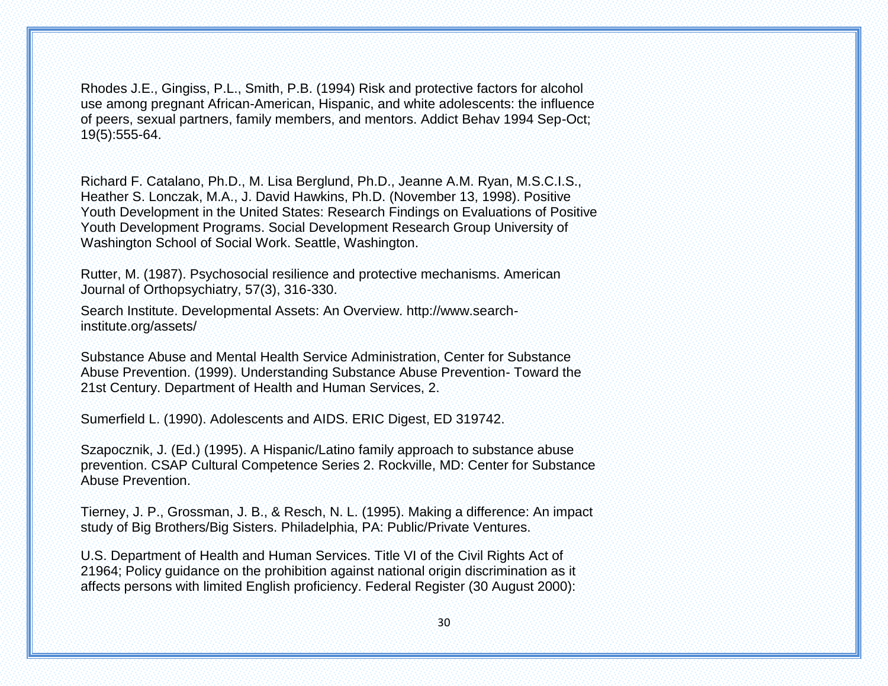Rhodes J.E., Gingiss, P.L., Smith, P.B. (1994) Risk and protective factors for alcohol use among pregnant African-American, Hispanic, and white adolescents: the influence of peers, sexual partners, family members, and mentors. Addict Behav 1994 Sep-Oct; 19(5):555-64.

Richard F. Catalano, Ph.D., M. Lisa Berglund, Ph.D., Jeanne A.M. Ryan, M.S.C.I.S., Heather S. Lonczak, M.A., J. David Hawkins, Ph.D. (November 13, 1998). Positive Youth Development in the United States: Research Findings on Evaluations of Positive Youth Development Programs. Social Development Research Group University of Washington School of Social Work. Seattle, Washington.

Rutter, M. (1987). Psychosocial resilience and protective mechanisms. American Journal of Orthopsychiatry, 57(3), 316-330.

Search Institute. Developmental Assets: An Overview. http://www.search-institute.org/assets/

Substance Abuse and Mental Health Service Administration, Center for Substance Abuse Prevention. (1999). Understanding Substance Abuse Prevention- Toward the 21st Century. Department of Health and Human Services, 2.

Sumerfield L. (1990). Adolescents and AIDS. ERIC Digest, ED 319742.

Szapocznik, J. (Ed.) (1995). A Hispanic/Latino family approach to substance abuse prevention. CSAP Cultural Competence Series 2. Rockville, MD: Center for Substance Abuse Prevention.

Tierney, J. P., Grossman, J. B., & Resch, N. L. (1995). Making a difference: An impact study of Big Brothers/Big Sisters. Philadelphia, PA: Public/Private Ventures.

U.S. Department of Health and Human Services. Title VI of the Civil Rights Act of 21964; Policy guidance on the prohibition against national origin discrimination as it affects persons with limited English proficiency. Federal Register (30 August 2000):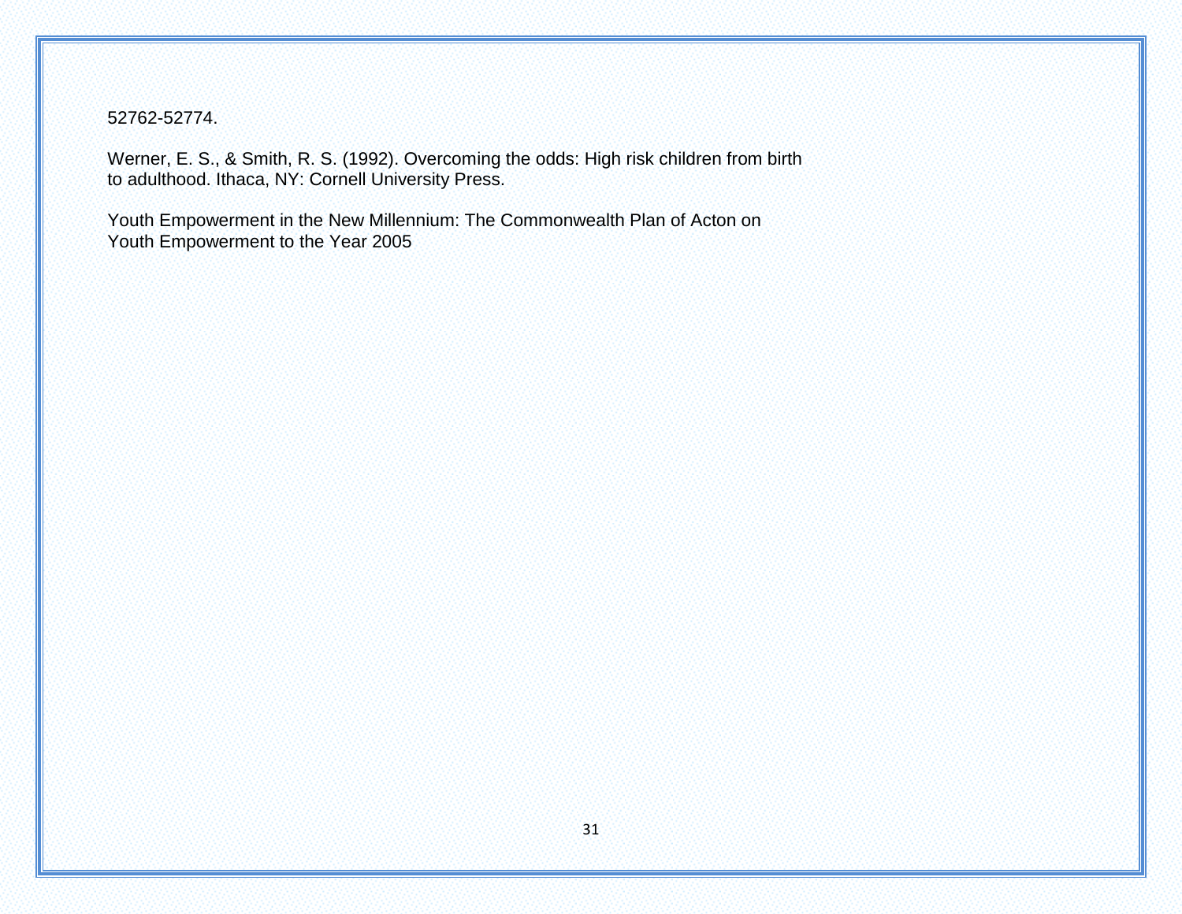52762-52774.

Werner, E. S., & Smith, R. S. (1992). Overcoming the odds: High risk children from birth to adulthood. Ithaca, NY: Cornell University Press.

Youth Empowerment in the New Millennium: The Commonwealth Plan of Acton on Youth Empowerment to the Year 2005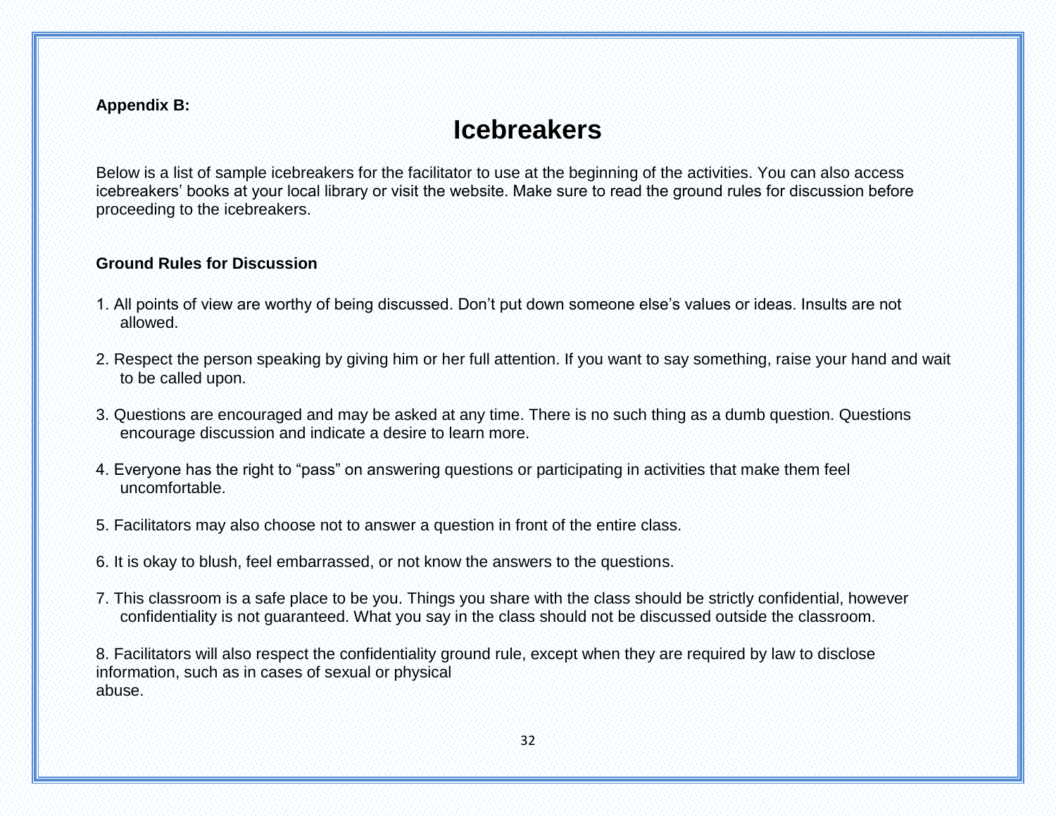**Appendix B:**

# Icebreakers

Below is a list of sample icebreakers for the facilitator to use at the beginning of the activities. You can also access icebreakers' books at your local library or visit the website. Make sure to read the ground rules for discussion before proceeding to the icebreakers.

**Ground Rules for Discussion**

1. All points of view are worthy of being discussed. Don't put down someone else's values or ideas. Insults are not allowed.

2. Respect the person speaking by giving him or her full attention. If you want to say something, raise your hand and wait to be called upon.

3. Questions are encouraged and may be asked at any time. There is no such thing as a dumb question. Questions encourage discussion and indicate a desire to learn more.

4. Everyone has the right to "pass" on answering questions or participating in activities that make them feel uncomfortable.

5. Facilitators may also choose not to answer a question in front of the entire class.

6. It is okay to blush, feel embarrassed, or not know the answers to the questions.

7. This classroom is a safe place to be you. Things you share with the class should be strictly confidential, however confidentiality is not guaranteed. What you say in the class should not be discussed outside the classroom.

8. Facilitators will also respect the confidentiality ground rule, except when they are required by law to disclose information, such as in cases of sexual or physical abuse.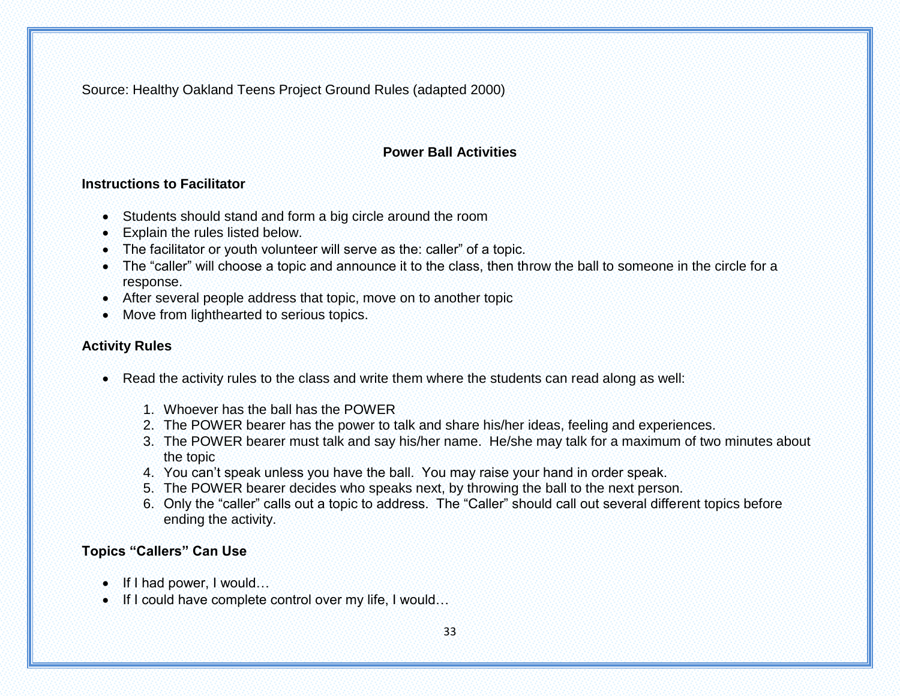Source: Healthy Oakland Teens Project Ground Rules (adapted 2000)

## Power Ball Activities

### Instructions to Facilitator

- Students should stand and form a big circle around the room
- Explain the rules listed below.
- The facilitator or youth volunteer will serve as the: caller" of a topic.
- The "caller" will choose a topic and announce it to the class, then throw the ball to someone in the circle for a response.
- After several people address that topic, move on to another topic
- Move from lighthearted to serious topics.

### Activity Rules

- Read the activity rules to the class and write them where the students can read along as well:

    1. Whoever has the ball has the POWER
    2. The POWER bearer has the power to talk and share his/her ideas, feeling and experiences.
    3. The POWER bearer must talk and say his/her name. He/she may talk for a maximum of two minutes about the topic
    4. You can't speak unless you have the ball. You may raise your hand in order speak.
    5. The POWER bearer decides who speaks next, by throwing the ball to the next person.
    6. Only the "caller" calls out a topic to address. The "Caller" should call out several different topics before ending the activity.

### Topics "Callers" Can Use

- If I had power, I would…
- If I could have complete control over my life, I would…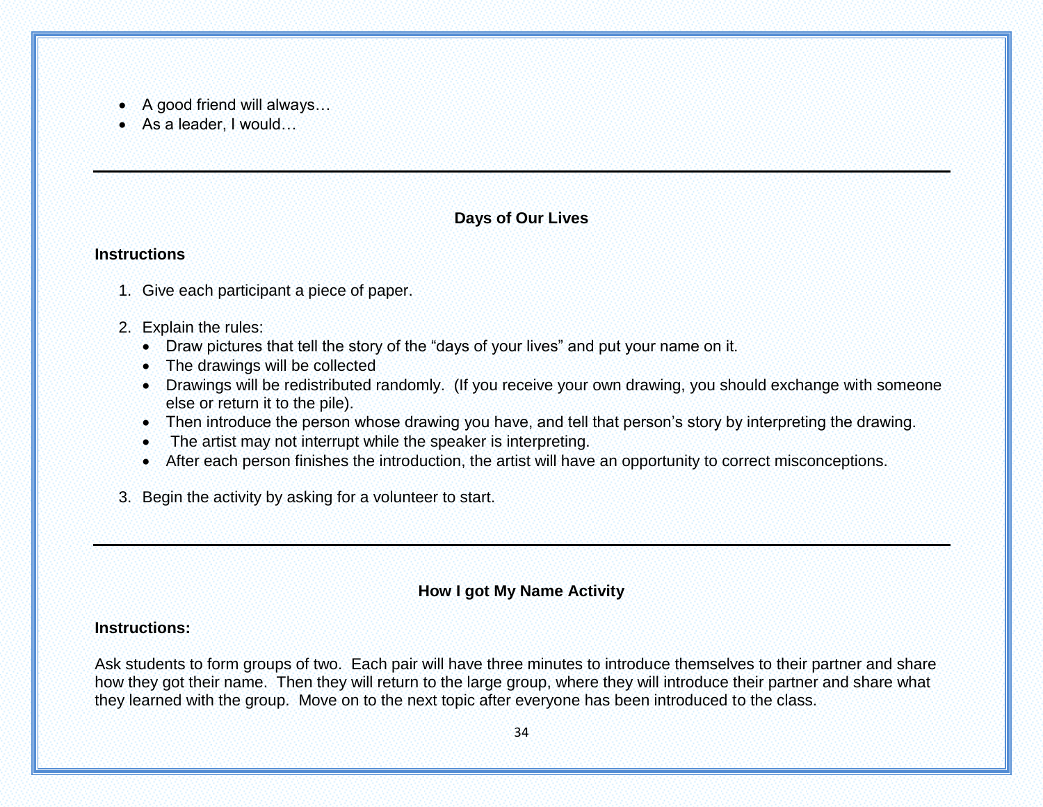- A good friend will always…
- As a leader, I would…

---

### Days of Our Lives

**Instructions**

1. Give each participant a piece of paper.

2. Explain the rules:
   - Draw pictures that tell the story of the "days of your lives" and put your name on it.
   - The drawings will be collected
   - Drawings will be redistributed randomly. (If you receive your own drawing, you should exchange with someone else or return it to the pile).
   - Then introduce the person whose drawing you have, and tell that person's story by interpreting the drawing.
   - The artist may not interrupt while the speaker is interpreting.
   - After each person finishes the introduction, the artist will have an opportunity to correct misconceptions.

3. Begin the activity by asking for a volunteer to start.

---

### How I got My Name Activity

**Instructions:**

Ask students to form groups of two. Each pair will have three minutes to introduce themselves to their partner and share how they got their name. Then they will return to the large group, where they will introduce their partner and share what they learned with the group. Move on to the next topic after everyone has been introduced to the class.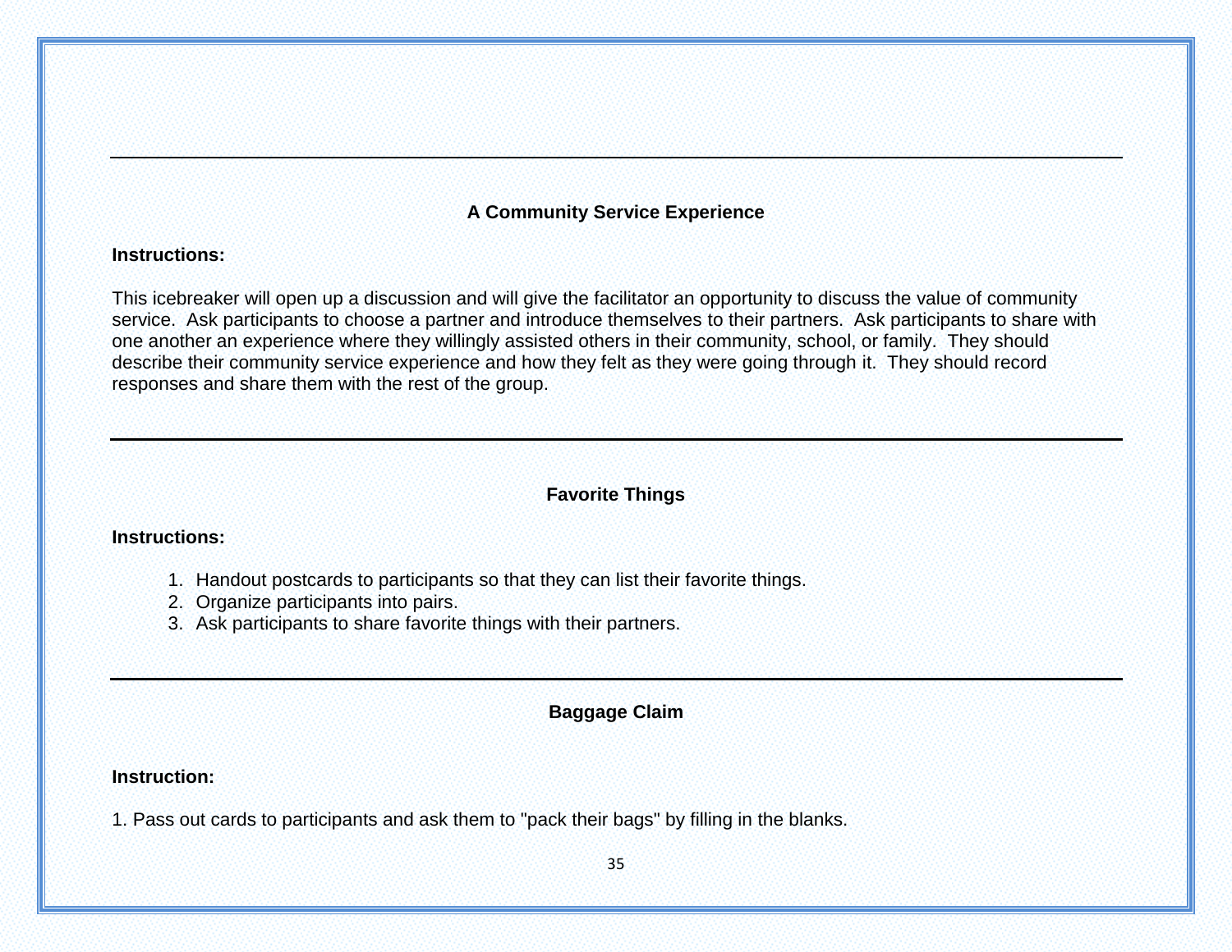## A Community Service Experience

**Instructions:**

This icebreaker will open up a discussion and will give the facilitator an opportunity to discuss the value of community service. Ask participants to choose a partner and introduce themselves to their partners. Ask participants to share with one another an experience where they willingly assisted others in their community, school, or family. They should describe their community service experience and how they felt as they were going through it. They should record responses and share them with the rest of the group.

---

## Favorite Things

**Instructions:**

1. Handout postcards to participants so that they can list their favorite things.
2. Organize participants into pairs.
3. Ask participants to share favorite things with their partners.

---

## Baggage Claim

**Instruction:**

1. Pass out cards to participants and ask them to "pack their bags" by filling in the blanks.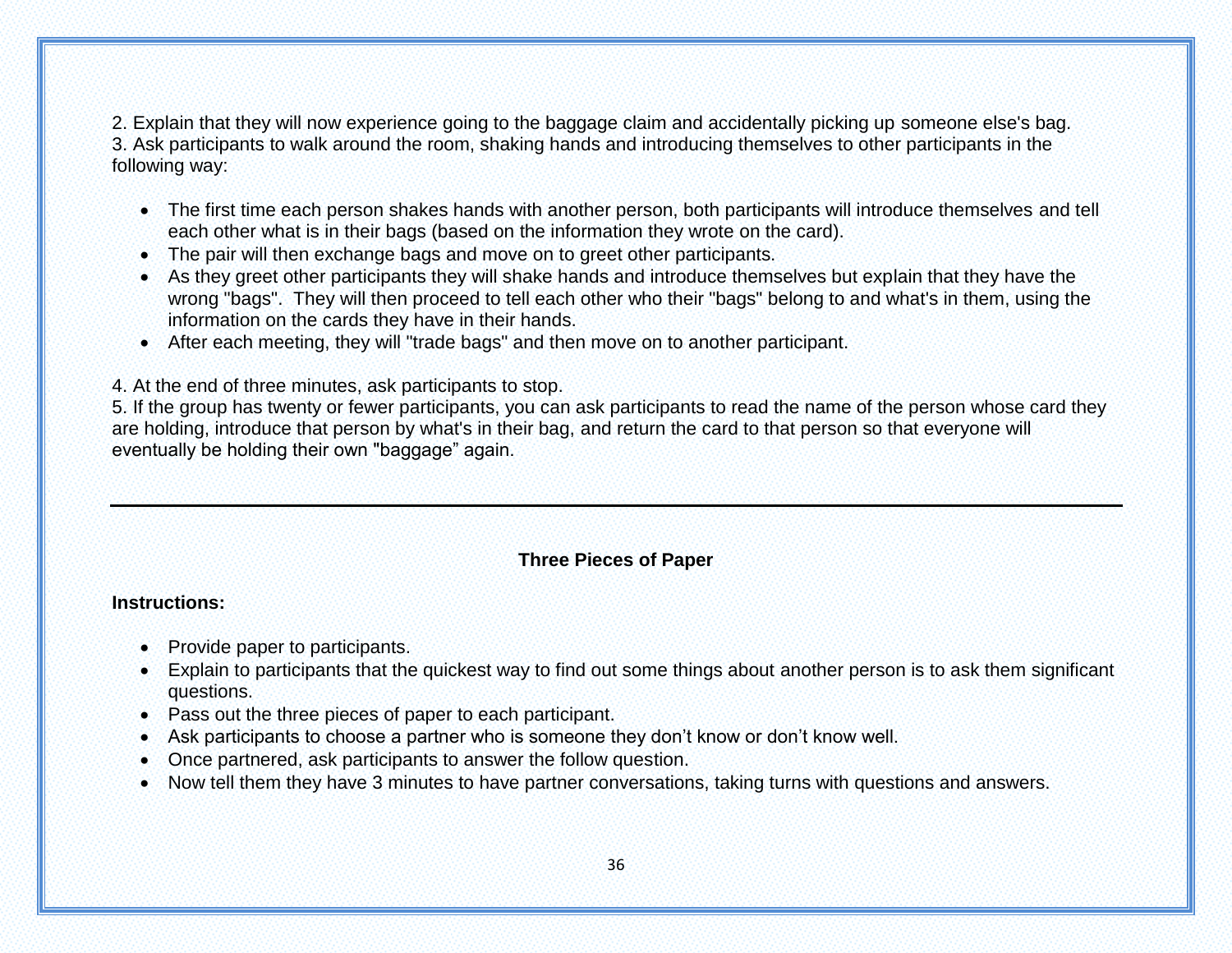2. Explain that they will now experience going to the baggage claim and accidentally picking up someone else's bag.
3. Ask participants to walk around the room, shaking hands and introducing themselves to other participants in the following way:

- The first time each person shakes hands with another person, both participants will introduce themselves and tell each other what is in their bags (based on the information they wrote on the card).
- The pair will then exchange bags and move on to greet other participants.
- As they greet other participants they will shake hands and introduce themselves but explain that they have the wrong "bags". They will then proceed to tell each other who their "bags" belong to and what's in them, using the information on the cards they have in their hands.
- After each meeting, they will "trade bags" and then move on to another participant.

4. At the end of three minutes, ask participants to stop.
5. If the group has twenty or fewer participants, you can ask participants to read the name of the person whose card they are holding, introduce that person by what's in their bag, and return the card to that person so that everyone will eventually be holding their own "baggage" again.

---

## Three Pieces of Paper

**Instructions:**

- Provide paper to participants.
- Explain to participants that the quickest way to find out some things about another person is to ask them significant questions.
- Pass out the three pieces of paper to each participant.
- Ask participants to choose a partner who is someone they don't know or don't know well.
- Once partnered, ask participants to answer the follow question.
- Now tell them they have 3 minutes to have partner conversations, taking turns with questions and answers.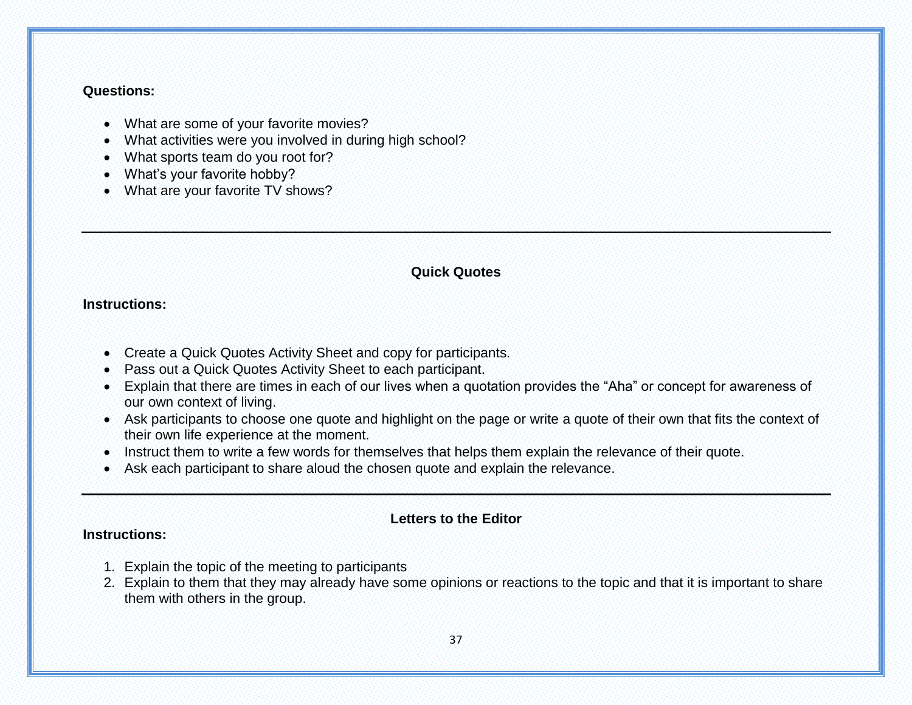**Questions:**

- What are some of your favorite movies?
- What activities were you involved in during high school?
- What sports team do you root for?
- What's your favorite hobby?
- What are your favorite TV shows?

---

## Quick Quotes

**Instructions:**

- Create a Quick Quotes Activity Sheet and copy for participants.
- Pass out a Quick Quotes Activity Sheet to each participant.
- Explain that there are times in each of our lives when a quotation provides the "Aha" or concept for awareness of our own context of living.
- Ask participants to choose one quote and highlight on the page or write a quote of their own that fits the context of their own life experience at the moment.
- Instruct them to write a few words for themselves that helps them explain the relevance of their quote.
- Ask each participant to share aloud the chosen quote and explain the relevance.

---

## Letters to the Editor

**Instructions:**

1. Explain the topic of the meeting to participants
2. Explain to them that they may already have some opinions or reactions to the topic and that it is important to share them with others in the group.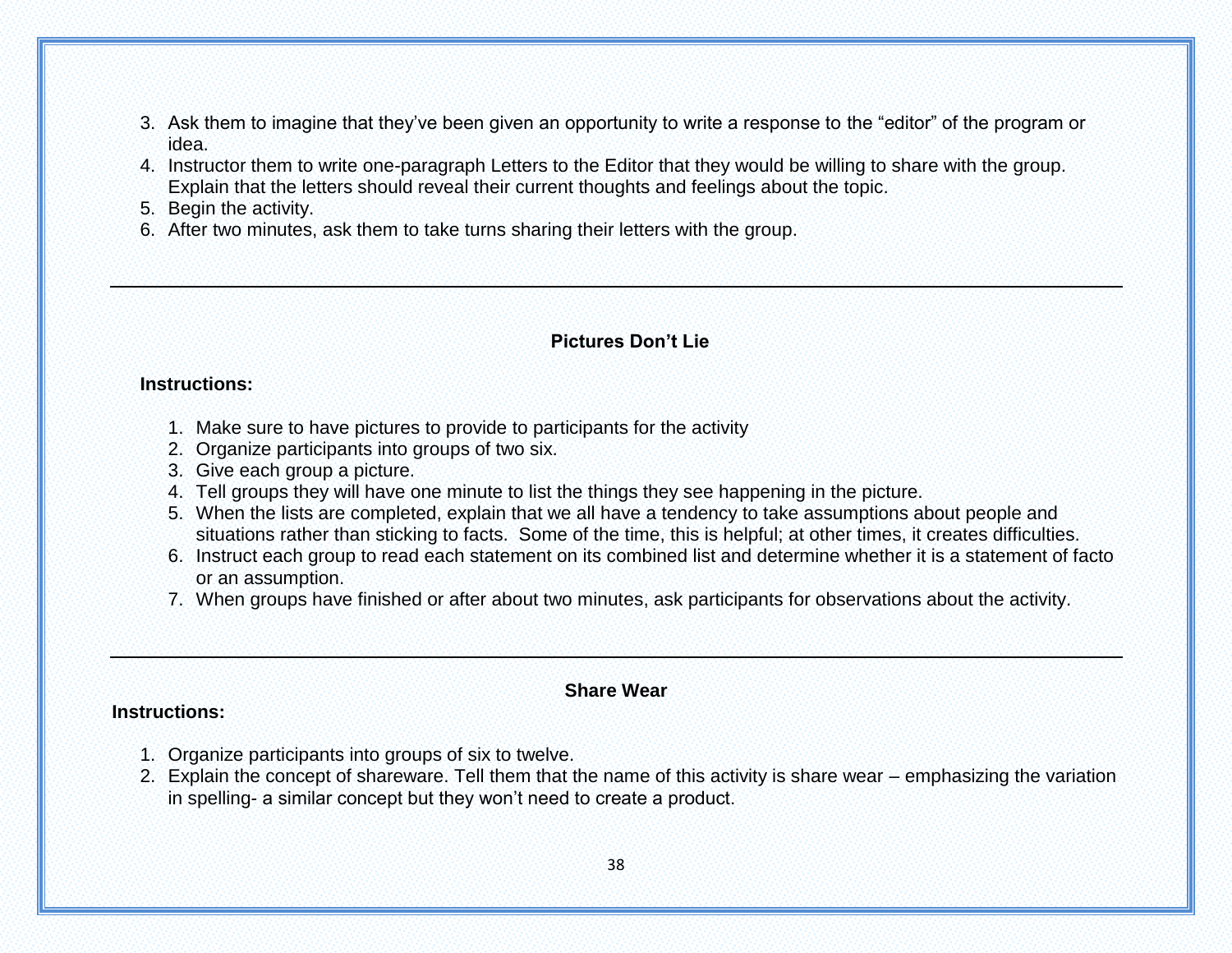3. Ask them to imagine that they've been given an opportunity to write a response to the "editor" of the program or idea.
4. Instructor them to write one-paragraph Letters to the Editor that they would be willing to share with the group. Explain that the letters should reveal their current thoughts and feelings about the topic.
5. Begin the activity.
6. After two minutes, ask them to take turns sharing their letters with the group.

---

### Pictures Don't Lie

**Instructions:**

1. Make sure to have pictures to provide to participants for the activity
2. Organize participants into groups of two six.
3. Give each group a picture.
4. Tell groups they will have one minute to list the things they see happening in the picture.
5. When the lists are completed, explain that we all have a tendency to take assumptions about people and situations rather than sticking to facts. Some of the time, this is helpful; at other times, it creates difficulties.
6. Instruct each group to read each statement on its combined list and determine whether it is a statement of facto or an assumption.
7. When groups have finished or after about two minutes, ask participants for observations about the activity.

---

### Share Wear

**Instructions:**

1. Organize participants into groups of six to twelve.
2. Explain the concept of shareware. Tell them that the name of this activity is share wear – emphasizing the variation in spelling- a similar concept but they won't need to create a product.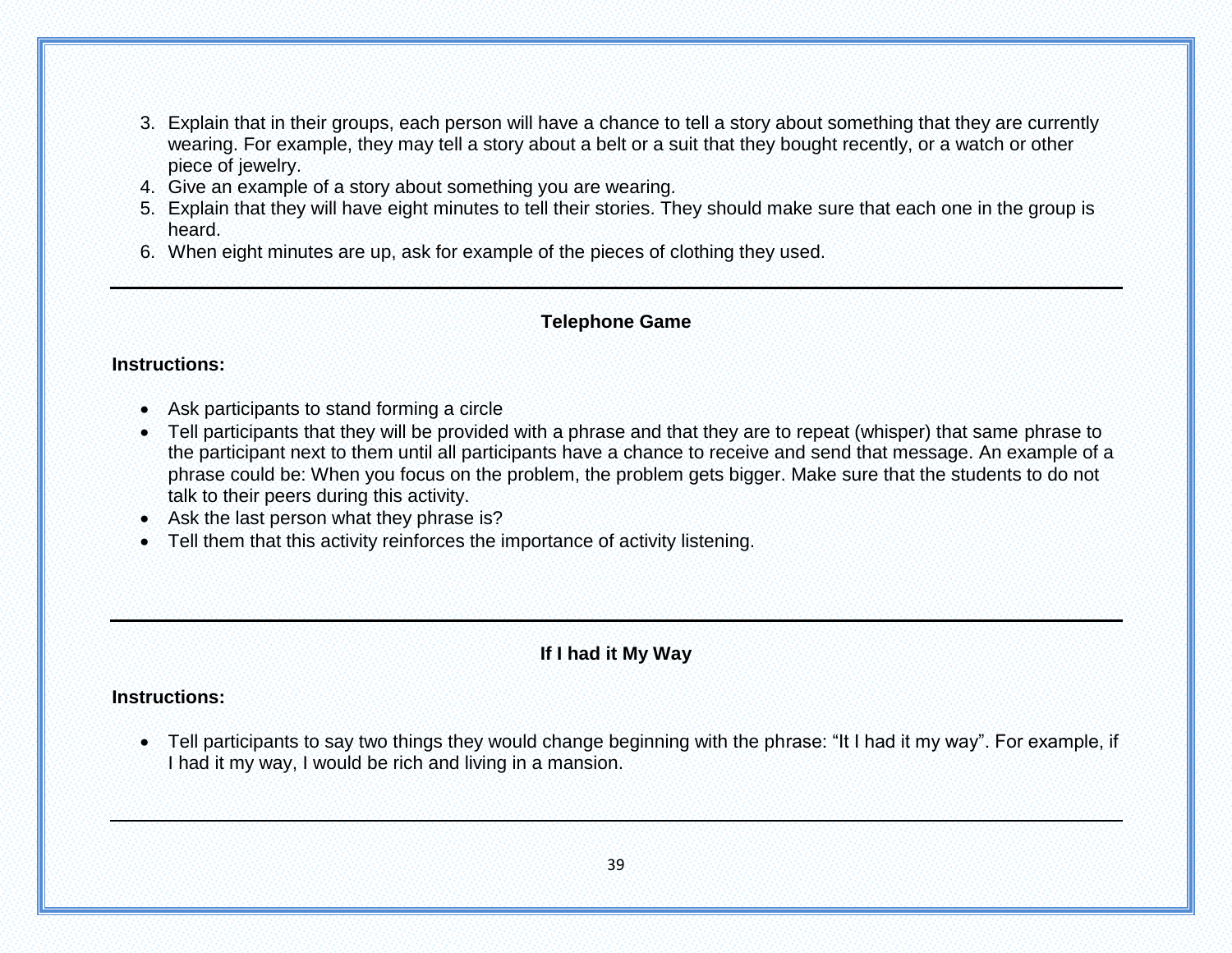3. Explain that in their groups, each person will have a chance to tell a story about something that they are currently wearing. For example, they may tell a story about a belt or a suit that they bought recently, or a watch or other piece of jewelry.
4. Give an example of a story about something you are wearing.
5. Explain that they will have eight minutes to tell their stories. They should make sure that each one in the group is heard.
6. When eight minutes are up, ask for example of the pieces of clothing they used.

---

### Telephone Game

**Instructions:**

- Ask participants to stand forming a circle
- Tell participants that they will be provided with a phrase and that they are to repeat (whisper) that same phrase to the participant next to them until all participants have a chance to receive and send that message. An example of a phrase could be: When you focus on the problem, the problem gets bigger. Make sure that the students to do not talk to their peers during this activity.
- Ask the last person what they phrase is?
- Tell them that this activity reinforces the importance of activity listening.

---

### If I had it My Way

**Instructions:**

- Tell participants to say two things they would change beginning with the phrase: "It I had it my way". For example, if I had it my way, I would be rich and living in a mansion.

---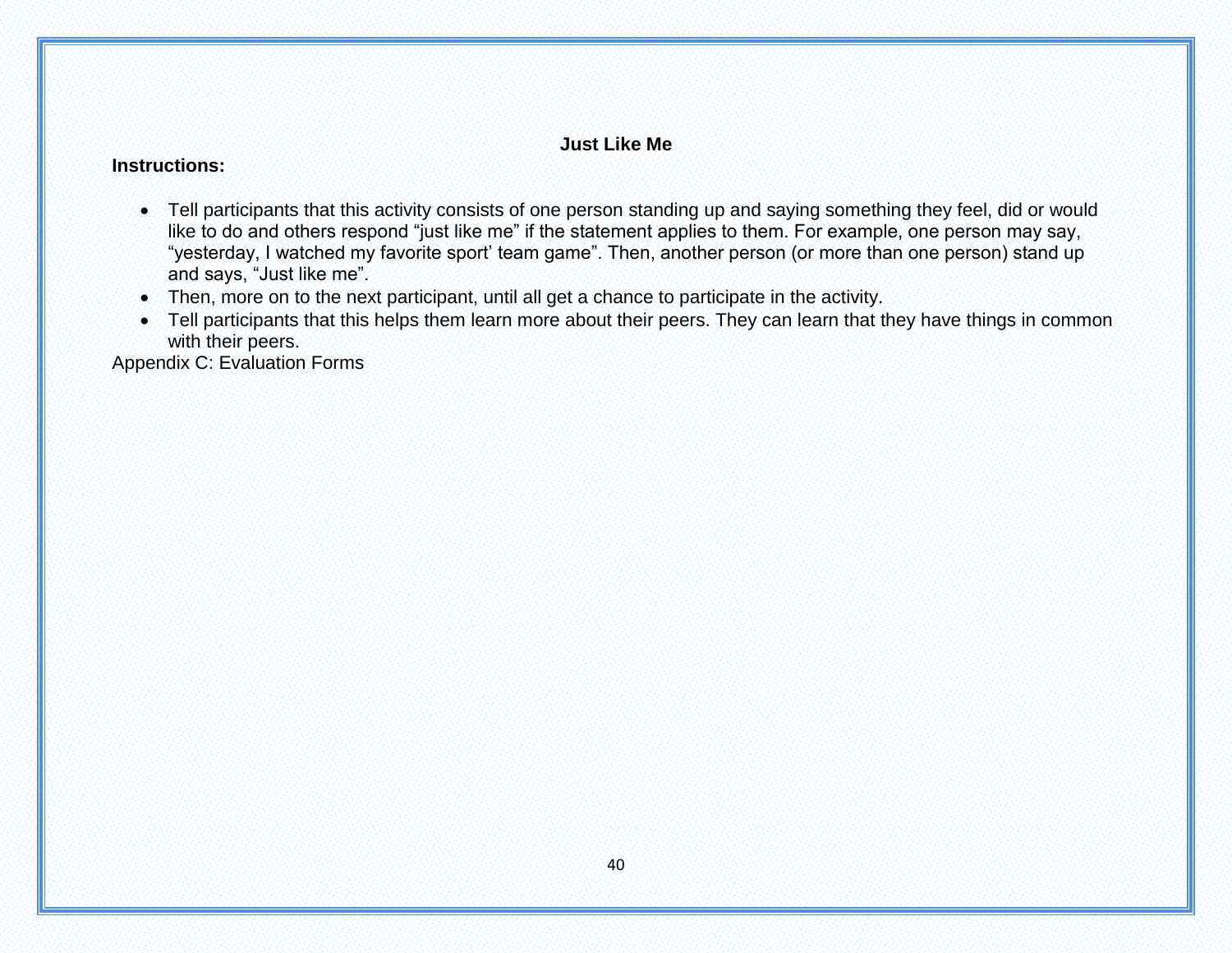### Just Like Me

**Instructions:**

- Tell participants that this activity consists of one person standing up and saying something they feel, did or would like to do and others respond "just like me" if the statement applies to them. For example, one person may say, "yesterday, I watched my favorite sport' team game". Then, another person (or more than one person) stand up and says, "Just like me".
- Then, more on to the next participant, until all get a chance to participate in the activity.
- Tell participants that this helps them learn more about their peers. They can learn that they have things in common with their peers.

Appendix C: Evaluation Forms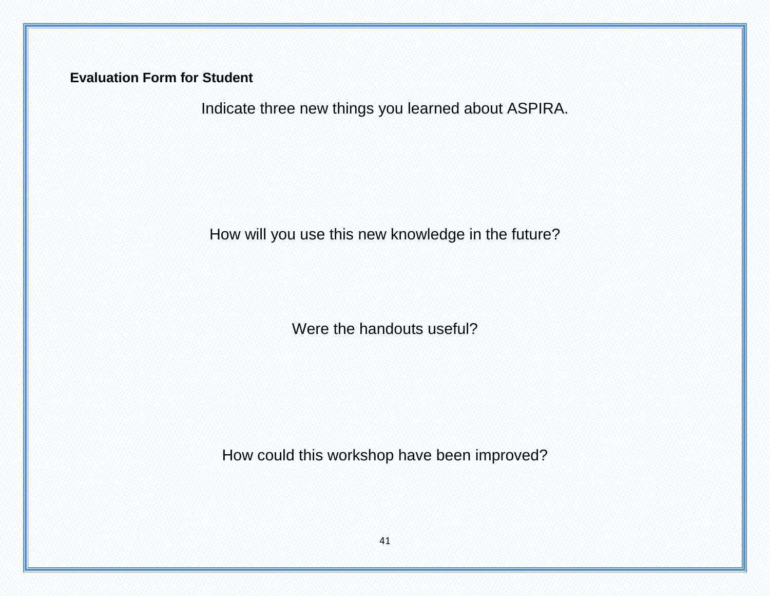**Evaluation Form for Student**

Indicate three new things you learned about ASPIRA.

How will you use this new knowledge in the future?

Were the handouts useful?

How could this workshop have been improved?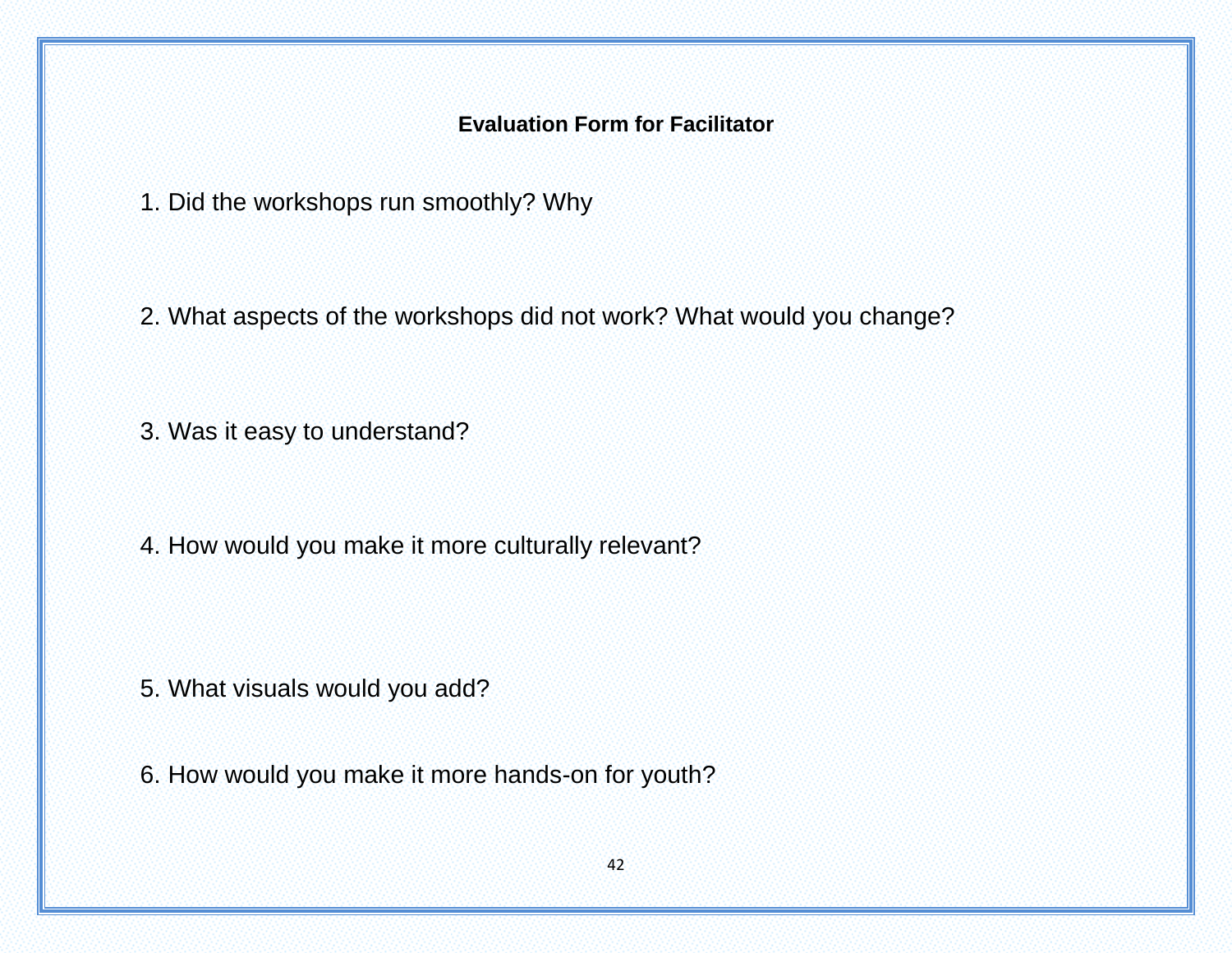**Evaluation Form for Facilitator**

1. Did the workshops run smoothly? Why

2. What aspects of the workshops did not work? What would you change?

3. Was it easy to understand?

4. How would you make it more culturally relevant?

5. What visuals would you add?

6. How would you make it more hands-on for youth?